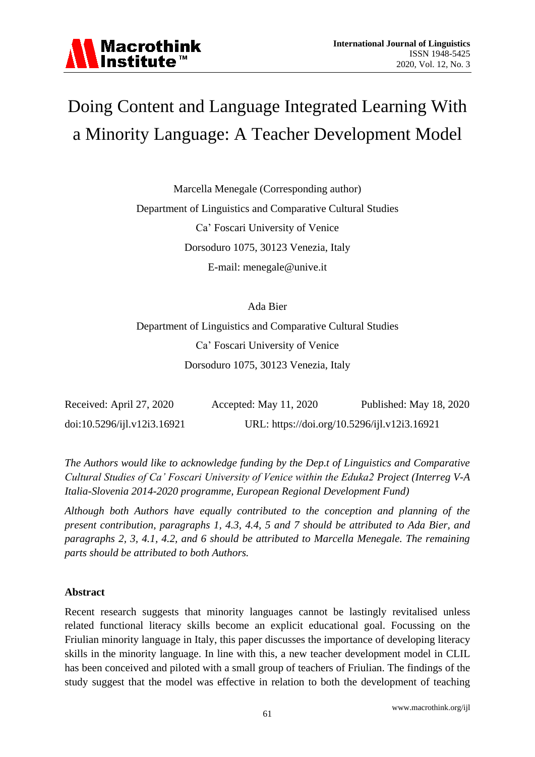# Doing Content and Language Integrated Learning With a Minority Language: A Teacher Development Model

Marcella Menegale (Corresponding author)

Department of Linguistics and Comparative Cultural Studies

Ca' Foscari University of Venice

Dorsoduro 1075, 30123 Venezia, Italy

E-mail: menegale@unive.it

Ada Bier

Department of Linguistics and Comparative Cultural Studies

Ca' Foscari University of Venice

Dorsoduro 1075, 30123 Venezia, Italy

Received: April 27, 2020 Accepted: May 11, 2020 Published: May 18, 2020

doi:10.5296/ijl.v12i3.16921 URL: https://doi.org/10.5296/ijl.v12i3.16921

*The Authors would like to acknowledge funding by the Dep.t of Linguistics and Comparative Cultural Studies of Ca' Foscari University of Venice within the Eduka2 Project (Interreg V-A Italia-Slovenia 2014-2020 programme, European Regional Development Fund)*

*Although both Authors have equally contributed to the conception and planning of the present contribution, paragraphs 1, 4.3, 4.4, 5 and 7 should be attributed to Ada Bier, and paragraphs 2, 3, 4.1, 4.2, and 6 should be attributed to Marcella Menegale. The remaining parts should be attributed to both Authors.*

**Abstract**

Recent research suggests that minority languages cannot be lastingly revitalised unless related functional literacy skills become an explicit educational goal. Focussing on the Friulian minority language in Italy, this paper discusses the importance of developing literacy skills in the minority language. In line with this, a new teacher development model in CLIL has been conceived and piloted with a small group of teachers of Friulian. The findings of the study suggest that the model was effective in relation to both the development of teaching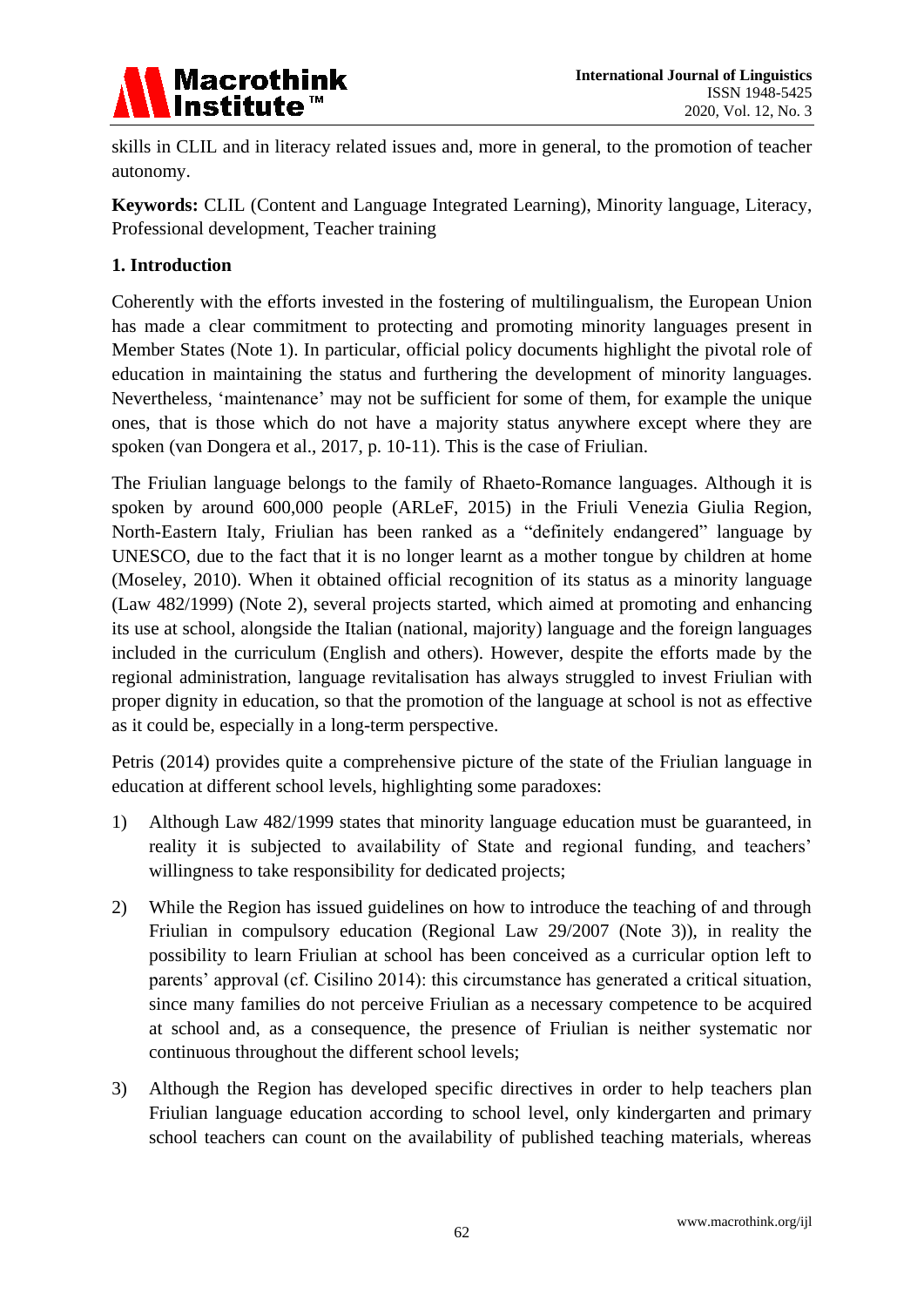skills in CLIL and in literacy related issues and, more in general, to the promotion of teacher autonomy.

**Keywords:** CLIL (Content and Language Integrated Learning), Minority language, Literacy, Professional development, Teacher training

## 1. Introduction

Coherently with the efforts invested in the fostering of multilingualism, the European Union has made a clear commitment to protecting and promoting minority languages present in Member States (Note 1). In particular, official policy documents highlight the pivotal role of education in maintaining the status and furthering the development of minority languages. Nevertheless, 'maintenance' may not be sufficient for some of them, for example the unique ones, that is those which do not have a majority status anywhere except where they are spoken (van Dongera et al., 2017, p. 10-11). This is the case of Friulian.

The Friulian language belongs to the family of Rhaeto-Romance languages. Although it is spoken by around 600,000 people (ARLeF, 2015) in the Friuli Venezia Giulia Region, North-Eastern Italy, Friulian has been ranked as a "definitely endangered" language by UNESCO, due to the fact that it is no longer learnt as a mother tongue by children at home (Moseley, 2010). When it obtained official recognition of its status as a minority language (Law 482/1999) (Note 2), several projects started, which aimed at promoting and enhancing its use at school, alongside the Italian (national, majority) language and the foreign languages included in the curriculum (English and others). However, despite the efforts made by the regional administration, language revitalisation has always struggled to invest Friulian with proper dignity in education, so that the promotion of the language at school is not as effective as it could be, especially in a long-term perspective.

Petris (2014) provides quite a comprehensive picture of the state of the Friulian language in education at different school levels, highlighting some paradoxes:

1) Although Law 482/1999 states that minority language education must be guaranteed, in reality it is subjected to availability of State and regional funding, and teachers' willingness to take responsibility for dedicated projects;

2) While the Region has issued guidelines on how to introduce the teaching of and through Friulian in compulsory education (Regional Law 29/2007 (Note 3)), in reality the possibility to learn Friulian at school has been conceived as a curricular option left to parents' approval (cf. Cisilino 2014): this circumstance has generated a critical situation, since many families do not perceive Friulian as a necessary competence to be acquired at school and, as a consequence, the presence of Friulian is neither systematic nor continuous throughout the different school levels;

3) Although the Region has developed specific directives in order to help teachers plan Friulian language education according to school level, only kindergarten and primary school teachers can count on the availability of published teaching materials, whereas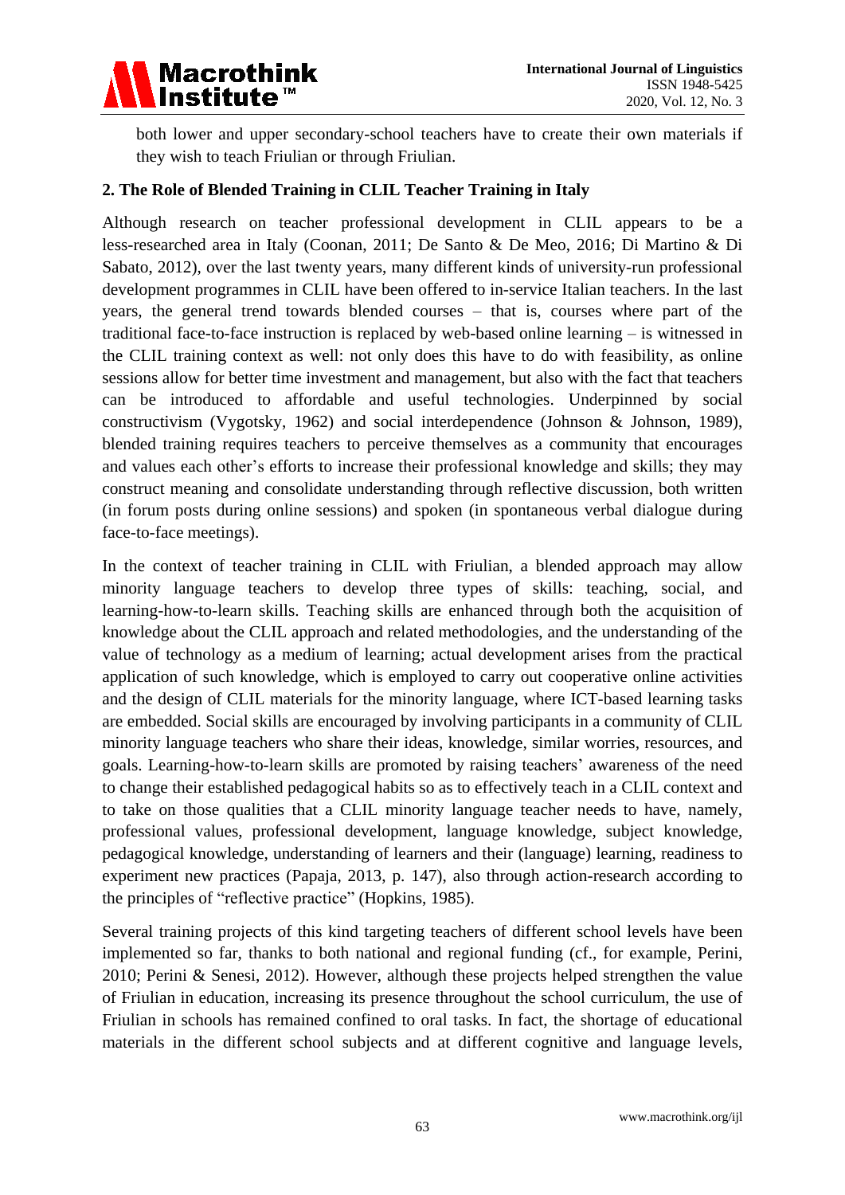both lower and upper secondary-school teachers have to create their own materials if they wish to teach Friulian or through Friulian.

## 2. The Role of Blended Training in CLIL Teacher Training in Italy

Although research on teacher professional development in CLIL appears to be a less-researched area in Italy (Coonan, 2011; De Santo & De Meo, 2016; Di Martino & Di Sabato, 2012), over the last twenty years, many different kinds of university-run professional development programmes in CLIL have been offered to in-service Italian teachers. In the last years, the general trend towards blended courses – that is, courses where part of the traditional face-to-face instruction is replaced by web-based online learning – is witnessed in the CLIL training context as well: not only does this have to do with feasibility, as online sessions allow for better time investment and management, but also with the fact that teachers can be introduced to affordable and useful technologies. Underpinned by social constructivism (Vygotsky, 1962) and social interdependence (Johnson & Johnson, 1989), blended training requires teachers to perceive themselves as a community that encourages and values each other's efforts to increase their professional knowledge and skills; they may construct meaning and consolidate understanding through reflective discussion, both written (in forum posts during online sessions) and spoken (in spontaneous verbal dialogue during face-to-face meetings).

In the context of teacher training in CLIL with Friulian, a blended approach may allow minority language teachers to develop three types of skills: teaching, social, and learning-how-to-learn skills. Teaching skills are enhanced through both the acquisition of knowledge about the CLIL approach and related methodologies, and the understanding of the value of technology as a medium of learning; actual development arises from the practical application of such knowledge, which is employed to carry out cooperative online activities and the design of CLIL materials for the minority language, where ICT-based learning tasks are embedded. Social skills are encouraged by involving participants in a community of CLIL minority language teachers who share their ideas, knowledge, similar worries, resources, and goals. Learning-how-to-learn skills are promoted by raising teachers' awareness of the need to change their established pedagogical habits so as to effectively teach in a CLIL context and to take on those qualities that a CLIL minority language teacher needs to have, namely, professional values, professional development, language knowledge, subject knowledge, pedagogical knowledge, understanding of learners and their (language) learning, readiness to experiment new practices (Papaja, 2013, p. 147), also through action-research according to the principles of "reflective practice" (Hopkins, 1985).

Several training projects of this kind targeting teachers of different school levels have been implemented so far, thanks to both national and regional funding (cf., for example, Perini, 2010; Perini & Senesi, 2012). However, although these projects helped strengthen the value of Friulian in education, increasing its presence throughout the school curriculum, the use of Friulian in schools has remained confined to oral tasks. In fact, the shortage of educational materials in the different school subjects and at different cognitive and language levels,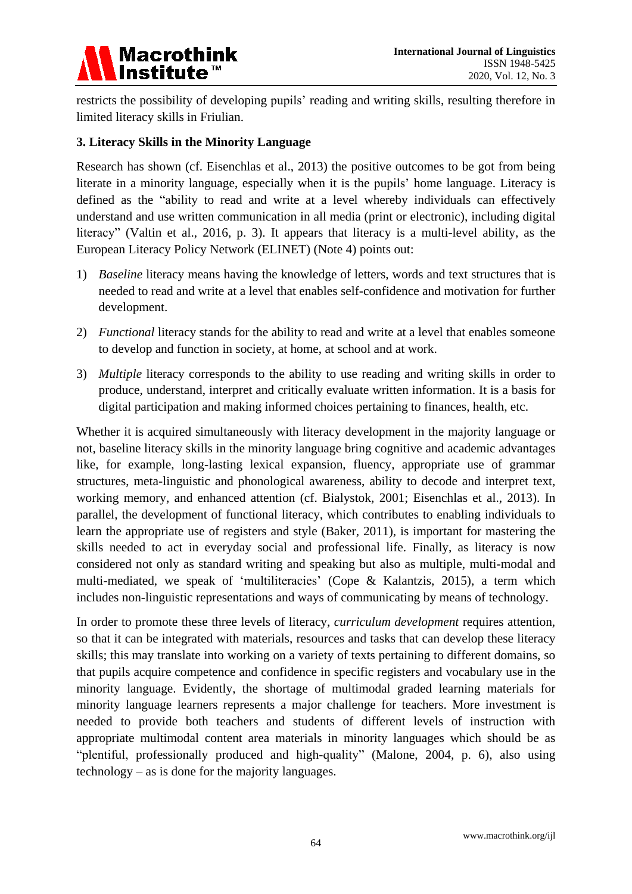restricts the possibility of developing pupils' reading and writing skills, resulting therefore in limited literacy skills in Friulian.

## 3. Literacy Skills in the Minority Language

Research has shown (cf. Eisenchlas et al., 2013) the positive outcomes to be got from being literate in a minority language, especially when it is the pupils' home language. Literacy is defined as the "ability to read and write at a level whereby individuals can effectively understand and use written communication in all media (print or electronic), including digital literacy" (Valtin et al., 2016, p. 3). It appears that literacy is a multi-level ability, as the European Literacy Policy Network (ELINET) (Note 4) points out:

1) *Baseline* literacy means having the knowledge of letters, words and text structures that is needed to read and write at a level that enables self-confidence and motivation for further development.

2) *Functional* literacy stands for the ability to read and write at a level that enables someone to develop and function in society, at home, at school and at work.

3) *Multiple* literacy corresponds to the ability to use reading and writing skills in order to produce, understand, interpret and critically evaluate written information. It is a basis for digital participation and making informed choices pertaining to finances, health, etc.

Whether it is acquired simultaneously with literacy development in the majority language or not, baseline literacy skills in the minority language bring cognitive and academic advantages like, for example, long-lasting lexical expansion, fluency, appropriate use of grammar structures, meta-linguistic and phonological awareness, ability to decode and interpret text, working memory, and enhanced attention (cf. Bialystok, 2001; Eisenchlas et al., 2013). In parallel, the development of functional literacy, which contributes to enabling individuals to learn the appropriate use of registers and style (Baker, 2011), is important for mastering the skills needed to act in everyday social and professional life. Finally, as literacy is now considered not only as standard writing and speaking but also as multiple, multi-modal and multi-mediated, we speak of 'multiliteracies' (Cope & Kalantzis, 2015), a term which includes non-linguistic representations and ways of communicating by means of technology.

In order to promote these three levels of literacy, *curriculum development* requires attention, so that it can be integrated with materials, resources and tasks that can develop these literacy skills; this may translate into working on a variety of texts pertaining to different domains, so that pupils acquire competence and confidence in specific registers and vocabulary use in the minority language. Evidently, the shortage of multimodal graded learning materials for minority language learners represents a major challenge for teachers. More investment is needed to provide both teachers and students of different levels of instruction with appropriate multimodal content area materials in minority languages which should be as "plentiful, professionally produced and high-quality" (Malone, 2004, p. 6), also using technology – as is done for the majority languages.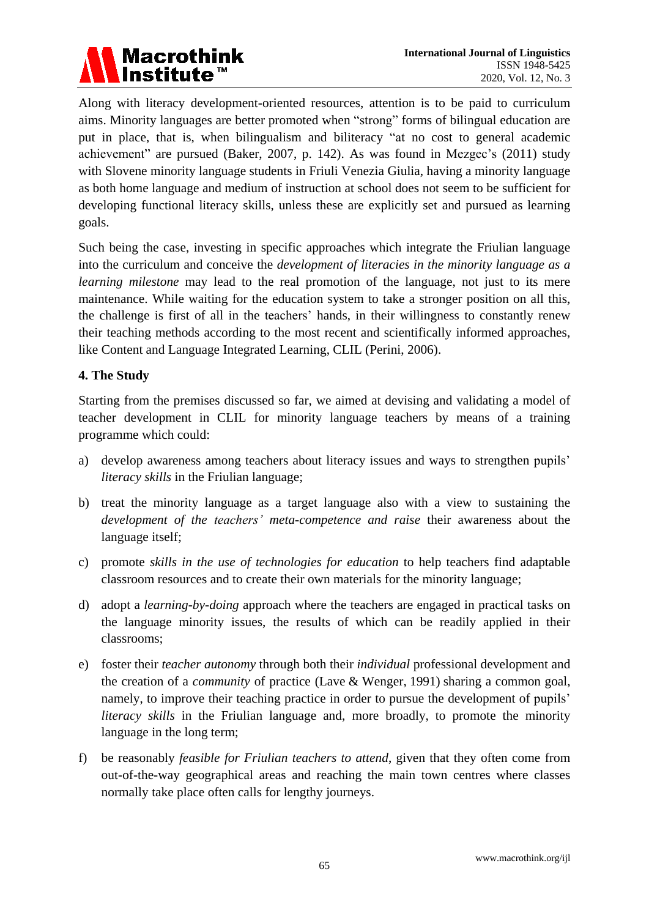Along with literacy development-oriented resources, attention is to be paid to curriculum aims. Minority languages are better promoted when "strong" forms of bilingual education are put in place, that is, when bilingualism and biliteracy "at no cost to general academic achievement" are pursued (Baker, 2007, p. 142). As was found in Mezgec's (2011) study with Slovene minority language students in Friuli Venezia Giulia, having a minority language as both home language and medium of instruction at school does not seem to be sufficient for developing functional literacy skills, unless these are explicitly set and pursued as learning goals.

Such being the case, investing in specific approaches which integrate the Friulian language into the curriculum and conceive the *development of literacies in the minority language as a learning milestone* may lead to the real promotion of the language, not just to its mere maintenance. While waiting for the education system to take a stronger position on all this, the challenge is first of all in the teachers' hands, in their willingness to constantly renew their teaching methods according to the most recent and scientifically informed approaches, like Content and Language Integrated Learning, CLIL (Perini, 2006).

## 4. The Study

Starting from the premises discussed so far, we aimed at devising and validating a model of teacher development in CLIL for minority language teachers by means of a training programme which could:

a) develop awareness among teachers about literacy issues and ways to strengthen pupils' *literacy skills* in the Friulian language;

b) treat the minority language as a target language also with a view to sustaining the *development of the teachers' meta-competence and raise* their awareness about the language itself;

c) promote *skills in the use of technologies for education* to help teachers find adaptable classroom resources and to create their own materials for the minority language;

d) adopt a *learning-by-doing* approach where the teachers are engaged in practical tasks on the language minority issues, the results of which can be readily applied in their classrooms;

e) foster their *teacher autonomy* through both their *individual* professional development and the creation of a *community* of practice (Lave & Wenger, 1991) sharing a common goal, namely, to improve their teaching practice in order to pursue the development of pupils' *literacy skills* in the Friulian language and, more broadly, to promote the minority language in the long term;

f) be reasonably *feasible for Friulian teachers to attend*, given that they often come from out-of-the-way geographical areas and reaching the main town centres where classes normally take place often calls for lengthy journeys.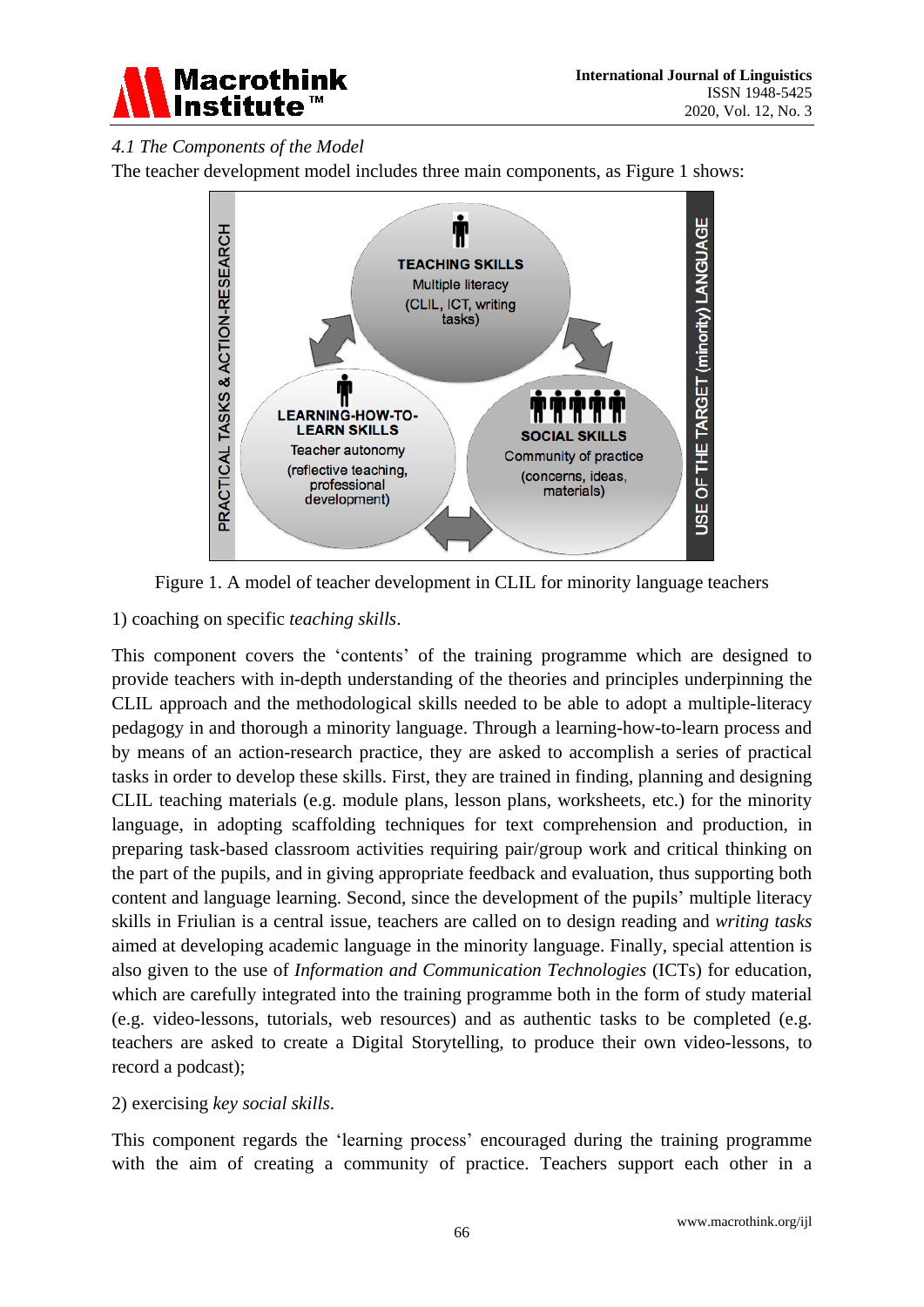### 4.1 The Components of the Model

The teacher development model includes three main components, as Figure 1 shows:

Figure 1. A model of teacher development in CLIL for minority language teachers

1) coaching on specific *teaching skills*.

This component covers the 'contents' of the training programme which are designed to provide teachers with in-depth understanding of the theories and principles underpinning the CLIL approach and the methodological skills needed to be able to adopt a multiple-literacy pedagogy in and thorough a minority language. Through a learning-how-to-learn process and by means of an action-research practice, they are asked to accomplish a series of practical tasks in order to develop these skills. First, they are trained in finding, planning and designing CLIL teaching materials (e.g. module plans, lesson plans, worksheets, etc.) for the minority language, in adopting scaffolding techniques for text comprehension and production, in preparing task-based classroom activities requiring pair/group work and critical thinking on the part of the pupils, and in giving appropriate feedback and evaluation, thus supporting both content and language learning. Second, since the development of the pupils' multiple literacy skills in Friulian is a central issue, teachers are called on to design reading and *writing tasks* aimed at developing academic language in the minority language. Finally, special attention is also given to the use of *Information and Communication Technologies* (ICTs) for education, which are carefully integrated into the training programme both in the form of study material (e.g. video-lessons, tutorials, web resources) and as authentic tasks to be completed (e.g. teachers are asked to create a Digital Storytelling, to produce their own video-lessons, to record a podcast);

2) exercising *key social skills*.

This component regards the 'learning process' encouraged during the training programme with the aim of creating a community of practice. Teachers support each other in a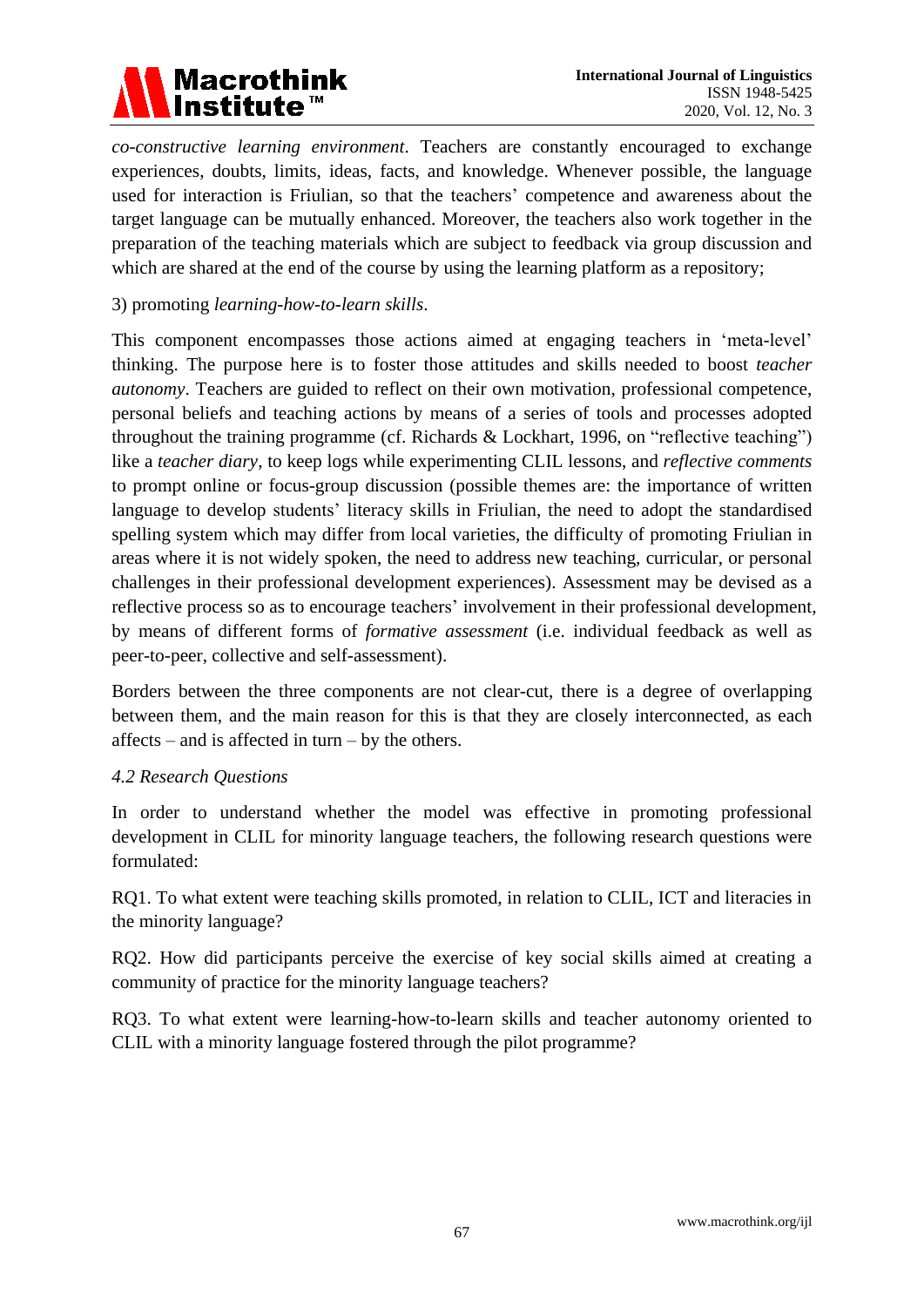*co-constructive learning environment*. Teachers are constantly encouraged to exchange experiences, doubts, limits, ideas, facts, and knowledge. Whenever possible, the language used for interaction is Friulian, so that the teachers' competence and awareness about the target language can be mutually enhanced. Moreover, the teachers also work together in the preparation of the teaching materials which are subject to feedback via group discussion and which are shared at the end of the course by using the learning platform as a repository;

3) promoting *learning-how-to-learn skills*.

This component encompasses those actions aimed at engaging teachers in 'meta-level' thinking. The purpose here is to foster those attitudes and skills needed to boost *teacher autonomy*. Teachers are guided to reflect on their own motivation, professional competence, personal beliefs and teaching actions by means of a series of tools and processes adopted throughout the training programme (cf. Richards & Lockhart, 1996, on "reflective teaching") like a *teacher diary*, to keep logs while experimenting CLIL lessons, and *reflective comments* to prompt online or focus-group discussion (possible themes are: the importance of written language to develop students' literacy skills in Friulian, the need to adopt the standardised spelling system which may differ from local varieties, the difficulty of promoting Friulian in areas where it is not widely spoken, the need to address new teaching, curricular, or personal challenges in their professional development experiences). Assessment may be devised as a reflective process so as to encourage teachers' involvement in their professional development, by means of different forms of *formative assessment* (i.e. individual feedback as well as peer-to-peer, collective and self-assessment).

Borders between the three components are not clear-cut, there is a degree of overlapping between them, and the main reason for this is that they are closely interconnected, as each affects – and is affected in turn – by the others.

### *4.2 Research Questions*

In order to understand whether the model was effective in promoting professional development in CLIL for minority language teachers, the following research questions were formulated:

RQ1. To what extent were teaching skills promoted, in relation to CLIL, ICT and literacies in the minority language?

RQ2. How did participants perceive the exercise of key social skills aimed at creating a community of practice for the minority language teachers?

RQ3. To what extent were learning-how-to-learn skills and teacher autonomy oriented to CLIL with a minority language fostered through the pilot programme?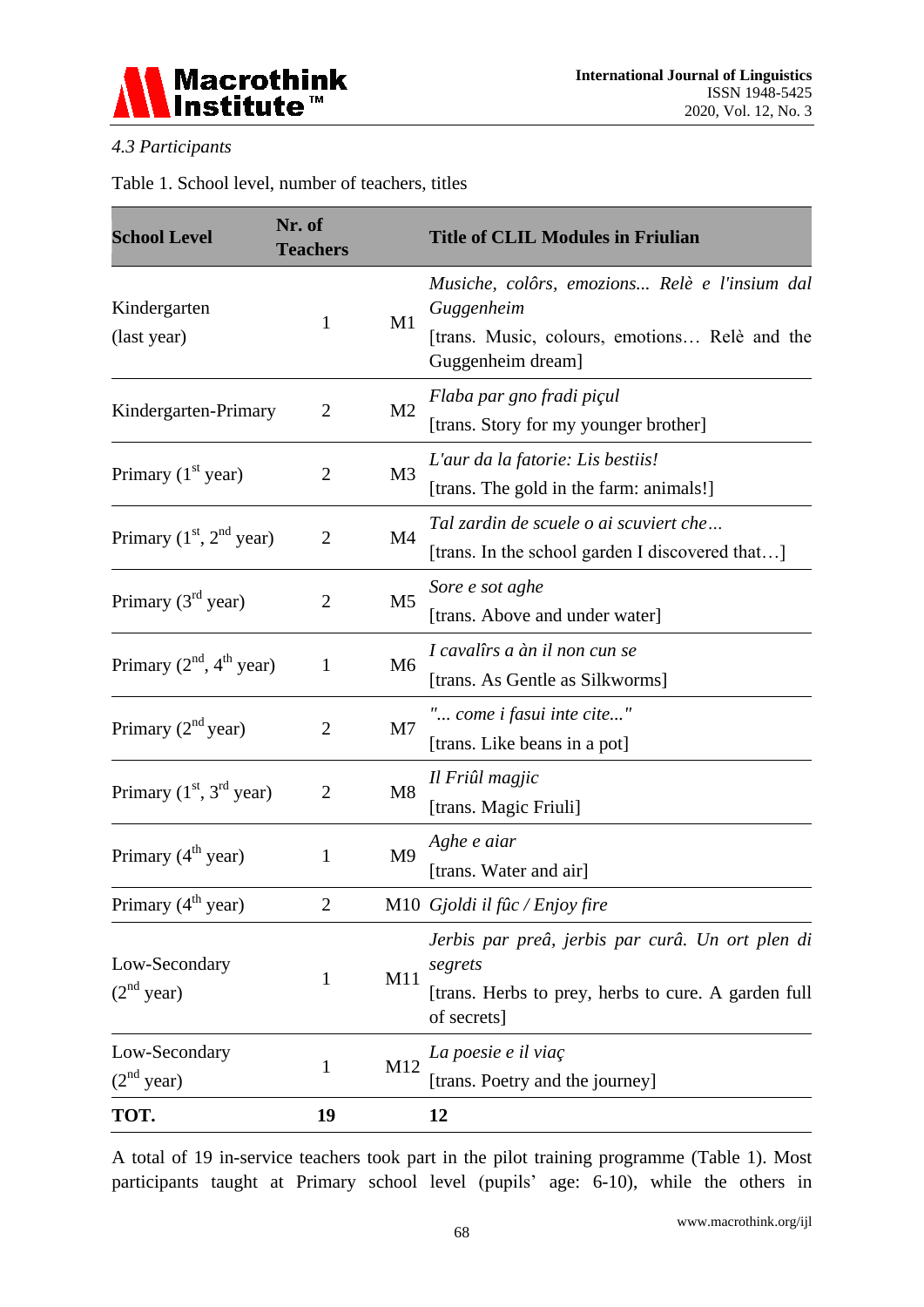*4.3 Participants*

Table 1. School level, number of teachers, titles

| School Level | Nr. of Teachers | | Title of CLIL Modules in Friulian |
|---|---|---|---|
| Kindergarten (last year) | 1 | M1 | *Musiche, colôrs, emozions... Relè e l'insium dal Guggenheim* [trans. Music, colours, emotions… Relè and the Guggenheim dream] |
| Kindergarten-Primary | 2 | M2 | *Flaba par gno fradi piçul* [trans. Story for my younger brother] |
| Primary (1st year) | 2 | M3 | *L'aur da la fatorie: Lis bestiis!* [trans. The gold in the farm: animals!] |
| Primary (1st, 2nd year) | 2 | M4 | *Tal zardin de scuele o ai scuviert che…* [trans. In the school garden I discovered that…] |
| Primary (3rd year) | 2 | M5 | *Sore e sot aghe* [trans. Above and under water] |
| Primary (2nd, 4th year) | 1 | M6 | *I cavalîrs a àn il non cun se* [trans. As Gentle as Silkworms] |
| Primary (2nd year) | 2 | M7 | *"... come i fasui inte cite..."* [trans. Like beans in a pot] |
| Primary (1st, 3rd year) | 2 | M8 | *Il Friûl magjic* [trans. Magic Friuli] |
| Primary (4th year) | 1 | M9 | *Aghe e aiar* [trans. Water and air] |
| Primary (4th year) | 2 | M10 | *Gjoldi il fûc / Enjoy fire* |
| Low-Secondary (2nd year) | 1 | M11 | *Jerbis par preâ, jerbis par curâ. Un ort plen di segrets* [trans. Herbs to prey, herbs to cure. A garden full of secrets] |
| Low-Secondary (2nd year) | 1 | M12 | *La poesie e il viaç* [trans. Poetry and the journey] |
| **TOT.** | **19** | | **12** |

A total of 19 in-service teachers took part in the pilot training programme (Table 1). Most participants taught at Primary school level (pupils' age: 6-10), while the others in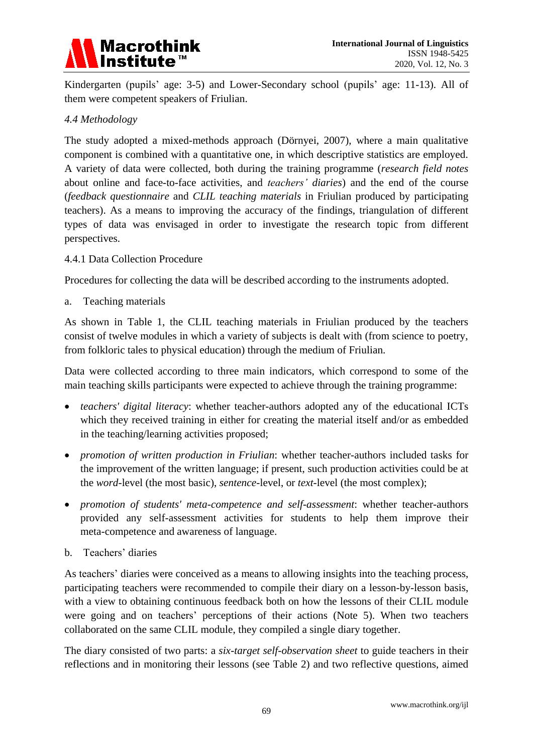Kindergarten (pupils' age: 3-5) and Lower-Secondary school (pupils' age: 11-13). All of them were competent speakers of Friulian.

### *4.4 Methodology*

The study adopted a mixed-methods approach (Dörnyei, 2007), where a main qualitative component is combined with a quantitative one, in which descriptive statistics are employed. A variety of data were collected, both during the training programme (*research field notes* about online and face-to-face activities, and *teachers' diaries*) and the end of the course (*feedback questionnaire* and *CLIL teaching materials* in Friulian produced by participating teachers). As a means to improving the accuracy of the findings, triangulation of different types of data was envisaged in order to investigate the research topic from different perspectives.

#### 4.4.1 Data Collection Procedure

Procedures for collecting the data will be described according to the instruments adopted.

a. Teaching materials

As shown in Table 1, the CLIL teaching materials in Friulian produced by the teachers consist of twelve modules in which a variety of subjects is dealt with (from science to poetry, from folkloric tales to physical education) through the medium of Friulian.

Data were collected according to three main indicators, which correspond to some of the main teaching skills participants were expected to achieve through the training programme:

- *teachers' digital literacy*: whether teacher-authors adopted any of the educational ICTs which they received training in either for creating the material itself and/or as embedded in the teaching/learning activities proposed;
- *promotion of written production in Friulian*: whether teacher-authors included tasks for the improvement of the written language; if present, such production activities could be at the *word*-level (the most basic), *sentence*-level, or *text*-level (the most complex);
- *promotion of students' meta-competence and self-assessment*: whether teacher-authors provided any self-assessment activities for students to help them improve their meta-competence and awareness of language.

b. Teachers' diaries

As teachers' diaries were conceived as a means to allowing insights into the teaching process, participating teachers were recommended to compile their diary on a lesson-by-lesson basis, with a view to obtaining continuous feedback both on how the lessons of their CLIL module were going and on teachers' perceptions of their actions (Note 5). When two teachers collaborated on the same CLIL module, they compiled a single diary together.

The diary consisted of two parts: a *six-target self-observation sheet* to guide teachers in their reflections and in monitoring their lessons (see Table 2) and two reflective questions, aimed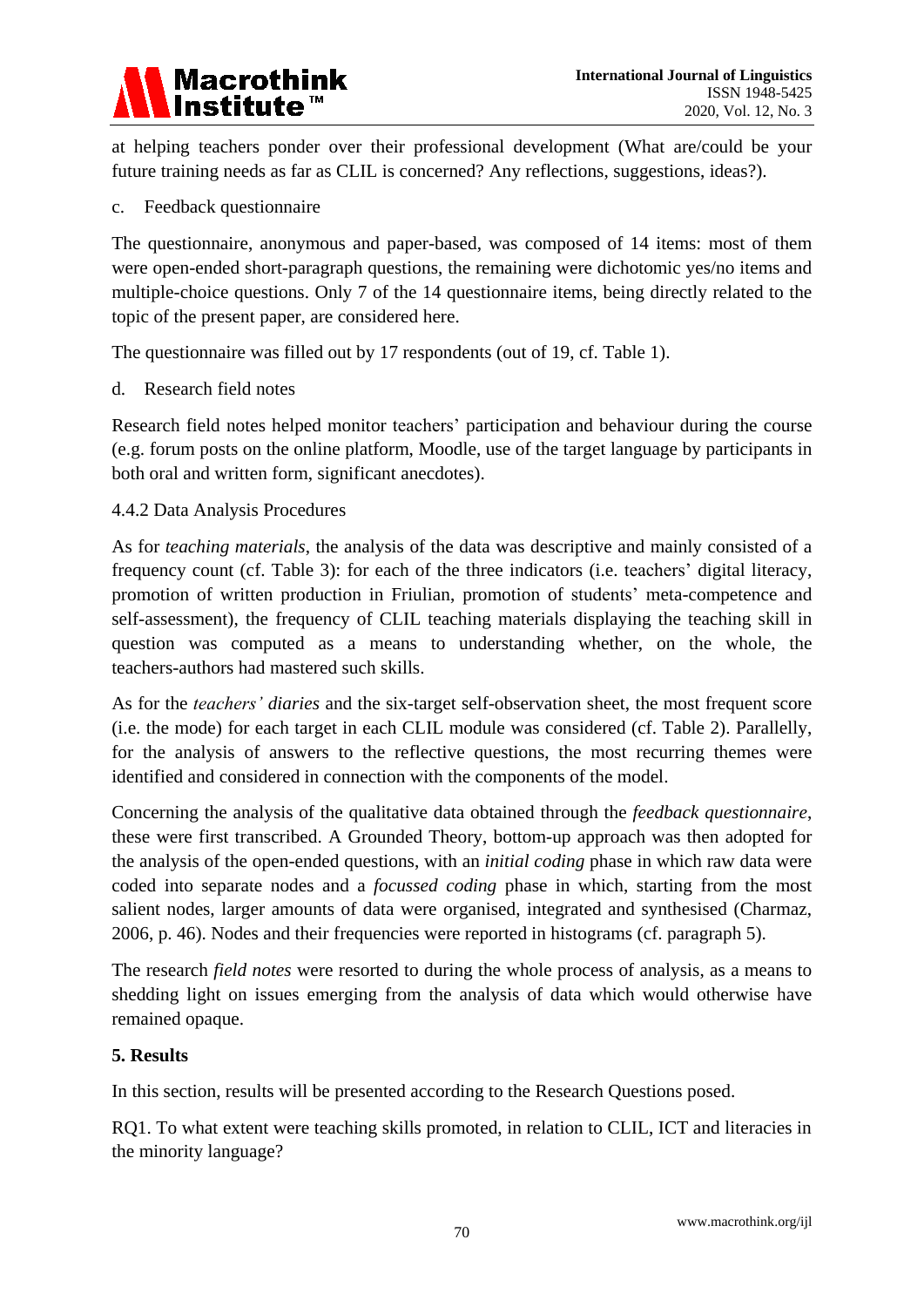at helping teachers ponder over their professional development (What are/could be your future training needs as far as CLIL is concerned? Any reflections, suggestions, ideas?).

c. Feedback questionnaire

The questionnaire, anonymous and paper-based, was composed of 14 items: most of them were open-ended short-paragraph questions, the remaining were dichotomic yes/no items and multiple-choice questions. Only 7 of the 14 questionnaire items, being directly related to the topic of the present paper, are considered here.

The questionnaire was filled out by 17 respondents (out of 19, cf. Table 1).

d. Research field notes

Research field notes helped monitor teachers' participation and behaviour during the course (e.g. forum posts on the online platform, Moodle, use of the target language by participants in both oral and written form, significant anecdotes).

4.4.2 Data Analysis Procedures

As for *teaching materials*, the analysis of the data was descriptive and mainly consisted of a frequency count (cf. Table 3): for each of the three indicators (i.e. teachers' digital literacy, promotion of written production in Friulian, promotion of students' meta-competence and self-assessment), the frequency of CLIL teaching materials displaying the teaching skill in question was computed as a means to understanding whether, on the whole, the teachers-authors had mastered such skills.

As for the *teachers' diaries* and the six-target self-observation sheet, the most frequent score (i.e. the mode) for each target in each CLIL module was considered (cf. Table 2). Parallelly, for the analysis of answers to the reflective questions, the most recurring themes were identified and considered in connection with the components of the model.

Concerning the analysis of the qualitative data obtained through the *feedback questionnaire*, these were first transcribed. A Grounded Theory, bottom-up approach was then adopted for the analysis of the open-ended questions, with an *initial coding* phase in which raw data were coded into separate nodes and a *focussed coding* phase in which, starting from the most salient nodes, larger amounts of data were organised, integrated and synthesised (Charmaz, 2006, p. 46). Nodes and their frequencies were reported in histograms (cf. paragraph 5).

The research *field notes* were resorted to during the whole process of analysis, as a means to shedding light on issues emerging from the analysis of data which would otherwise have remained opaque.

## 5. Results

In this section, results will be presented according to the Research Questions posed.

RQ1. To what extent were teaching skills promoted, in relation to CLIL, ICT and literacies in the minority language?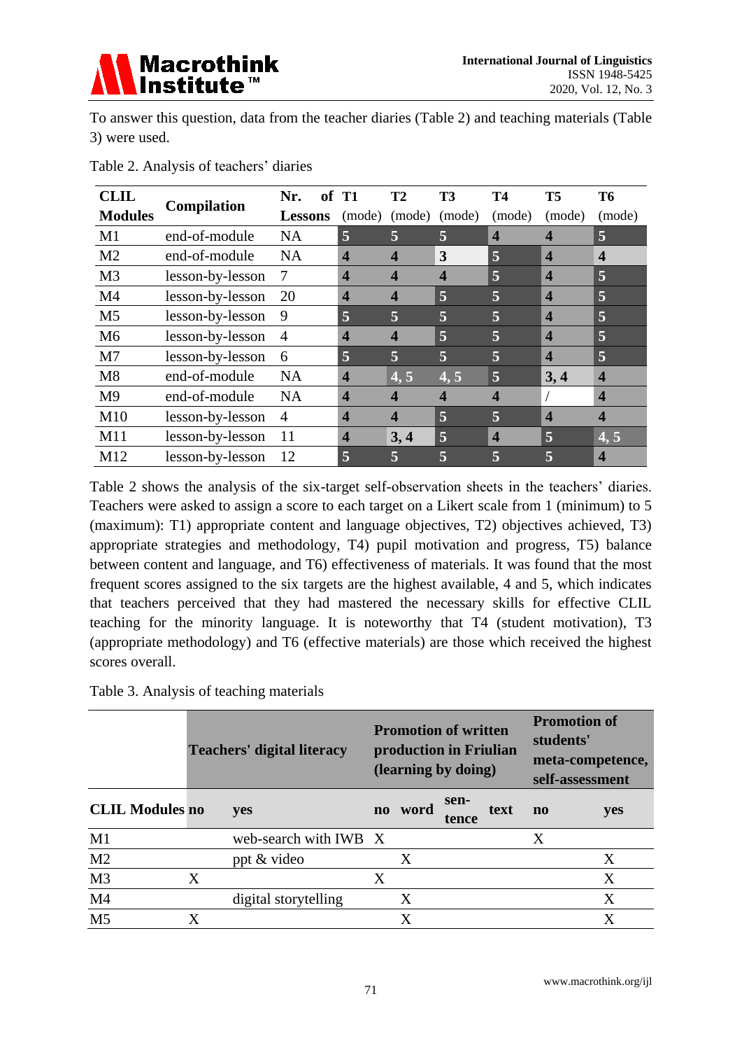To answer this question, data from the teacher diaries (Table 2) and teaching materials (Table 3) were used.

Table 2. Analysis of teachers' diaries

| CLIL Modules | Compilation | Nr. of Lessons | T1 (mode) | T2 (mode) | T3 (mode) | T4 (mode) | T5 (mode) | T6 (mode) |
|---|---|---|---|---|---|---|---|---|
| M1 | end-of-module | NA | 5 | 5 | 5 | 4 | 4 | 5 |
| M2 | end-of-module | NA | 4 | 4 | 3 | 5 | 4 | 4 |
| M3 | lesson-by-lesson | 7 | 4 | 4 | 4 | 5 | 4 | 5 |
| M4 | lesson-by-lesson | 20 | 4 | 4 | 5 | 5 | 4 | 5 |
| M5 | lesson-by-lesson | 9 | 5 | 5 | 5 | 5 | 4 | 5 |
| M6 | lesson-by-lesson | 4 | 4 | 4 | 5 | 5 | 4 | 5 |
| M7 | lesson-by-lesson | 6 | 5 | 5 | 5 | 5 | 4 | 5 |
| M8 | end-of-module | NA | 4 | 4, 5 | 4, 5 | 5 | 3, 4 | 4 |
| M9 | end-of-module | NA | 4 | 4 | 4 | 4 | / | 4 |
| M10 | lesson-by-lesson | 4 | 4 | 4 | 5 | 5 | 4 | 4 |
| M11 | lesson-by-lesson | 11 | 4 | 3, 4 | 5 | 4 | 5 | 4, 5 |
| M12 | lesson-by-lesson | 12 | 5 | 5 | 5 | 5 | 5 | 4 |

Table 2 shows the analysis of the six-target self-observation sheets in the teachers' diaries. Teachers were asked to assign a score to each target on a Likert scale from 1 (minimum) to 5 (maximum): T1) appropriate content and language objectives, T2) objectives achieved, T3) appropriate strategies and methodology, T4) pupil motivation and progress, T5) balance between content and language, and T6) effectiveness of materials. It was found that the most frequent scores assigned to the six targets are the highest available, 4 and 5, which indicates that teachers perceived that they had mastered the necessary skills for effective CLIL teaching for the minority language. It is noteworthy that T4 (student motivation), T3 (appropriate methodology) and T6 (effective materials) are those which received the highest scores overall.

Table 3. Analysis of teaching materials

| | Teachers' digital literacy | | Promotion of written production in Friulian (learning by doing) | | | | Promotion of students' meta-competence, self-assessment | |
|---|---|---|---|---|---|---|---|---|
| **CLIL Modules** | **no** | **yes** | **no** | **word** | **sen-tence** | **text** | **no** | **yes** |
| M1 | | web-search with IWB | X | | | | X | |
| M2 | | ppt & video | | X | | | | X |
| M3 | X | | X | | | | | X |
| M4 | | digital storytelling | | X | | | | X |
| M5 | X | | | X | | | | X |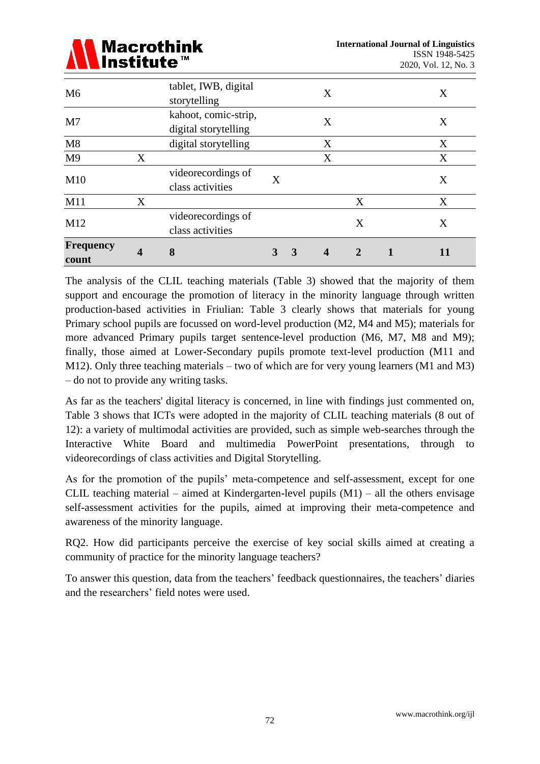| | | | | | | | | |
|---|---|---|---|---|---|---|---|---|
| M6 | | tablet, IWB, digital storytelling | | | X | | | X |
| M7 | | kahoot, comic-strip, digital storytelling | | | X | | | X |
| M8 | | digital storytelling | | | X | | | X |
| M9 | X | | | | X | | | X |
| M10 | | videorecordings of class activities | X | | | | | X |
| M11 | X | | | | | X | | X |
| M12 | | videorecordings of class activities | | | | X | | X |
| **Frequency count** | **4** | **8** | **3** | **3** | **4** | **2** | **1** | **11** |

The analysis of the CLIL teaching materials (Table 3) showed that the majority of them support and encourage the promotion of literacy in the minority language through written production-based activities in Friulian: Table 3 clearly shows that materials for young Primary school pupils are focussed on word-level production (M2, M4 and M5); materials for more advanced Primary pupils target sentence-level production (M6, M7, M8 and M9); finally, those aimed at Lower-Secondary pupils promote text-level production (M11 and M12). Only three teaching materials – two of which are for very young learners (M1 and M3) – do not to provide any writing tasks.

As far as the teachers' digital literacy is concerned, in line with findings just commented on, Table 3 shows that ICTs were adopted in the majority of CLIL teaching materials (8 out of 12): a variety of multimodal activities are provided, such as simple web-searches through the Interactive White Board and multimedia PowerPoint presentations, through to videorecordings of class activities and Digital Storytelling.

As for the promotion of the pupils' meta-competence and self-assessment, except for one CLIL teaching material – aimed at Kindergarten-level pupils (M1) – all the others envisage self-assessment activities for the pupils, aimed at improving their meta-competence and awareness of the minority language.

RQ2. How did participants perceive the exercise of key social skills aimed at creating a community of practice for the minority language teachers?

To answer this question, data from the teachers' feedback questionnaires, the teachers' diaries and the researchers' field notes were used.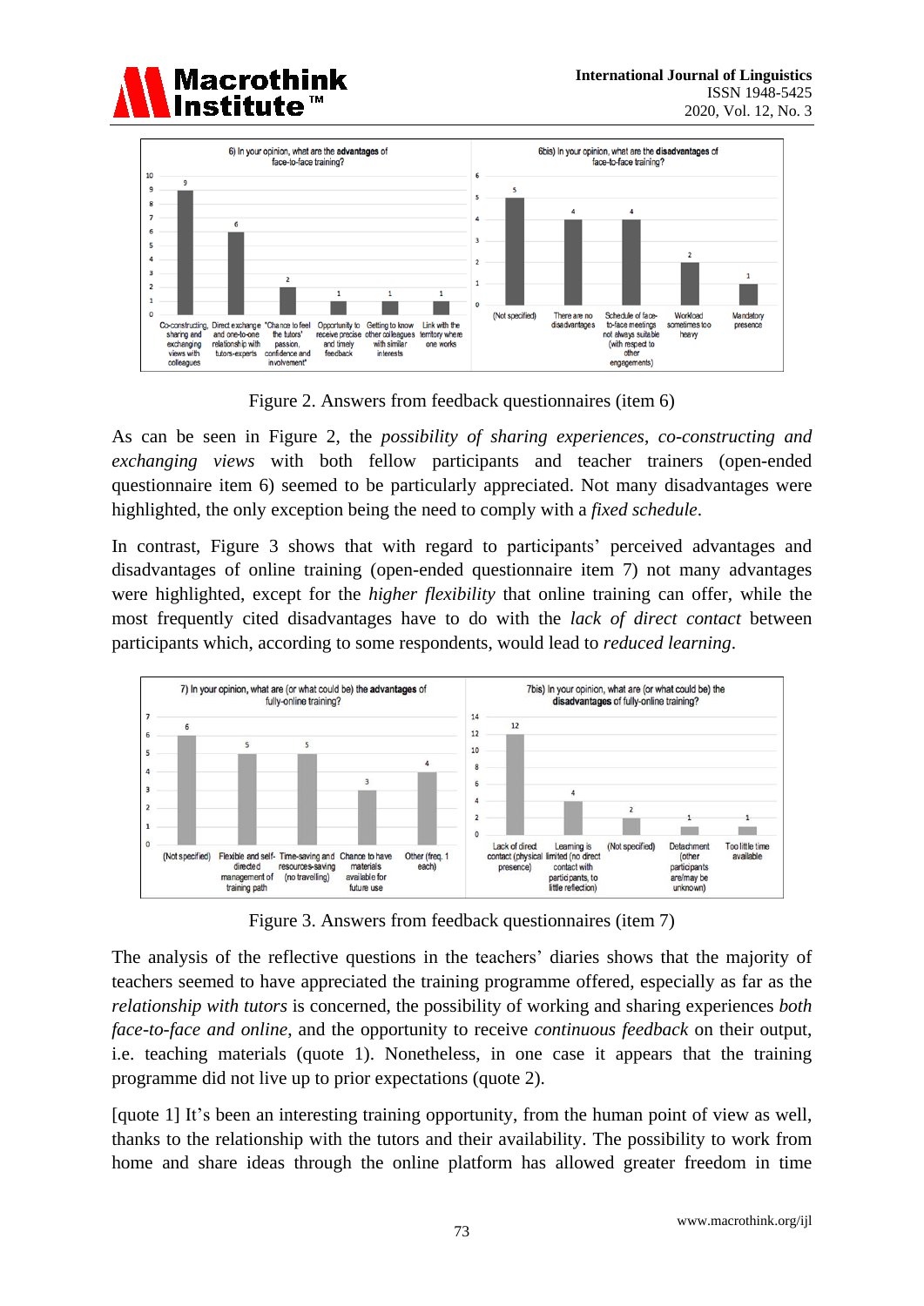Figure 2. Answers from feedback questionnaires (item 6)

As can be seen in Figure 2, the *possibility of sharing experiences*, *co-constructing and exchanging views* with both fellow participants and teacher trainers (open-ended questionnaire item 6) seemed to be particularly appreciated. Not many disadvantages were highlighted, the only exception being the need to comply with a *fixed schedule*.

In contrast, Figure 3 shows that with regard to participants' perceived advantages and disadvantages of online training (open-ended questionnaire item 7) not many advantages were highlighted, except for the *higher flexibility* that online training can offer, while the most frequently cited disadvantages have to do with the *lack of direct contact* between participants which, according to some respondents, would lead to *reduced learning*.

Figure 3. Answers from feedback questionnaires (item 7)

The analysis of the reflective questions in the teachers' diaries shows that the majority of teachers seemed to have appreciated the training programme offered, especially as far as the *relationship with tutors* is concerned, the possibility of working and sharing experiences *both face-to-face and online*, and the opportunity to receive *continuous feedback* on their output, i.e. teaching materials (quote 1). Nonetheless, in one case it appears that the training programme did not live up to prior expectations (quote 2).

[quote 1] It's been an interesting training opportunity, from the human point of view as well, thanks to the relationship with the tutors and their availability. The possibility to work from home and share ideas through the online platform has allowed greater freedom in time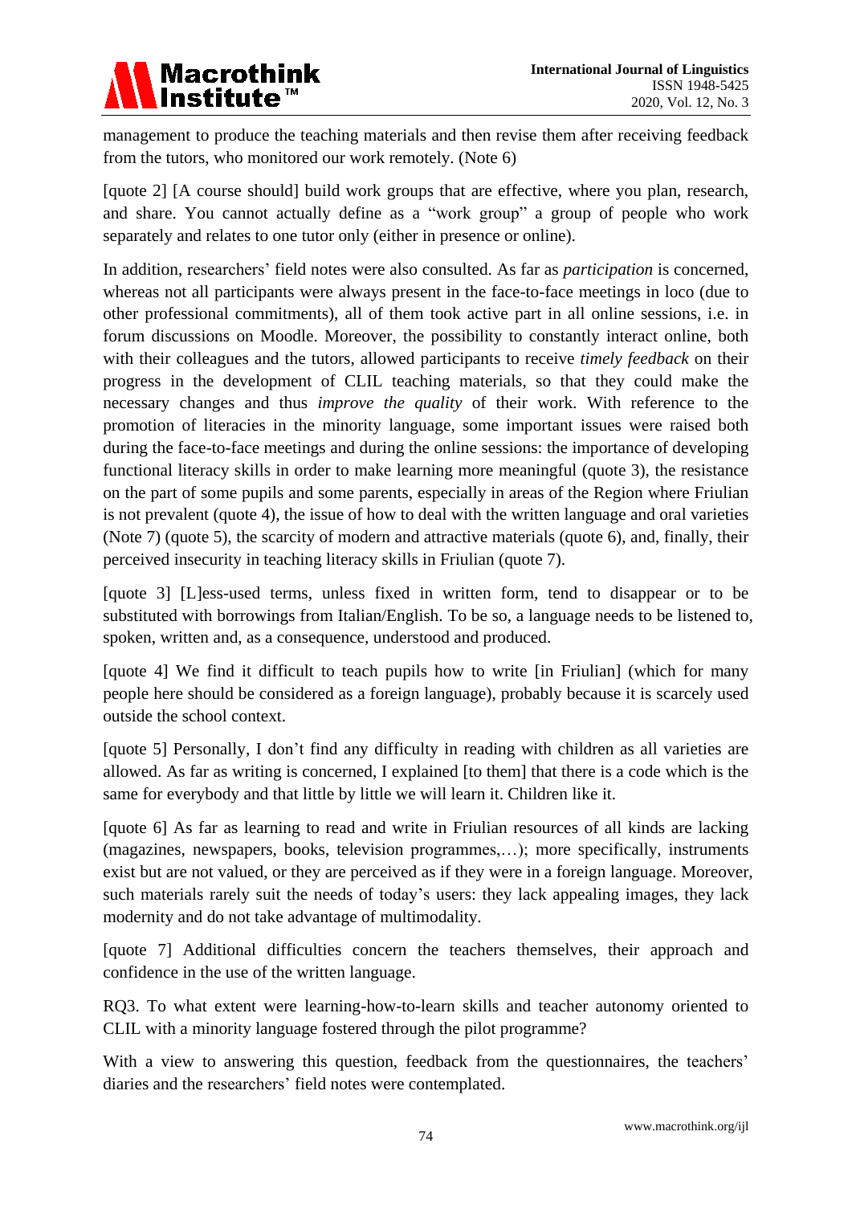management to produce the teaching materials and then revise them after receiving feedback from the tutors, who monitored our work remotely. (Note 6)

[quote 2] [A course should] build work groups that are effective, where you plan, research, and share. You cannot actually define as a "work group" a group of people who work separately and relates to one tutor only (either in presence or online).

In addition, researchers' field notes were also consulted. As far as *participation* is concerned, whereas not all participants were always present in the face-to-face meetings in loco (due to other professional commitments), all of them took active part in all online sessions, i.e. in forum discussions on Moodle. Moreover, the possibility to constantly interact online, both with their colleagues and the tutors, allowed participants to receive *timely feedback* on their progress in the development of CLIL teaching materials, so that they could make the necessary changes and thus *improve the quality* of their work. With reference to the promotion of literacies in the minority language, some important issues were raised both during the face-to-face meetings and during the online sessions: the importance of developing functional literacy skills in order to make learning more meaningful (quote 3), the resistance on the part of some pupils and some parents, especially in areas of the Region where Friulian is not prevalent (quote 4), the issue of how to deal with the written language and oral varieties (Note 7) (quote 5), the scarcity of modern and attractive materials (quote 6), and, finally, their perceived insecurity in teaching literacy skills in Friulian (quote 7).

[quote 3] [L]ess-used terms, unless fixed in written form, tend to disappear or to be substituted with borrowings from Italian/English. To be so, a language needs to be listened to, spoken, written and, as a consequence, understood and produced.

[quote 4] We find it difficult to teach pupils how to write [in Friulian] (which for many people here should be considered as a foreign language), probably because it is scarcely used outside the school context.

[quote 5] Personally, I don't find any difficulty in reading with children as all varieties are allowed. As far as writing is concerned, I explained [to them] that there is a code which is the same for everybody and that little by little we will learn it. Children like it.

[quote 6] As far as learning to read and write in Friulian resources of all kinds are lacking (magazines, newspapers, books, television programmes,…); more specifically, instruments exist but are not valued, or they are perceived as if they were in a foreign language. Moreover, such materials rarely suit the needs of today's users: they lack appealing images, they lack modernity and do not take advantage of multimodality.

[quote 7] Additional difficulties concern the teachers themselves, their approach and confidence in the use of the written language.

RQ3. To what extent were learning-how-to-learn skills and teacher autonomy oriented to CLIL with a minority language fostered through the pilot programme?

With a view to answering this question, feedback from the questionnaires, the teachers' diaries and the researchers' field notes were contemplated.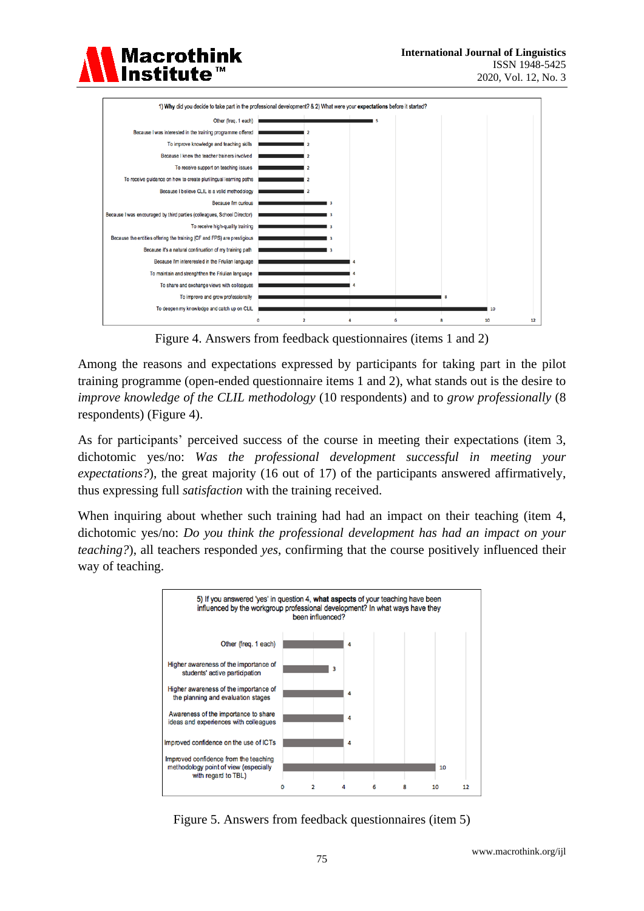**1) Why did you decide to take part in the professional development? & 2) What were your expectations before it started?**

| Answer | Frequency |
|---|---|
| Other (freq. 1 each) | 5 |
| Because I was interested in the training programme offered | 2 |
| To improve knowledge and teaching skills | 2 |
| Because I knew the teacher trainers involved | 2 |
| To receive support on teaching issues | 2 |
| To receive guidance on how to create plurilingual learning paths | 2 |
| Because I believe CLIL is a valid methodology | 2 |
| Because I'm curious | 3 |
| Because I was encouraged by third parties (colleagues, School Director) | 3 |
| To receive high-quality training | 3 |
| Because the entities offering the training (CF and FPS) are prestigious | 3 |
| Because it's a natural continuation of my training path | 3 |
| Because I'm interested in the Friulian language | 4 |
| To maintain and strenghthen the Friulian language | 4 |
| To share and exchange views with colleagues | 4 |
| To improve and grow professionally | 8 |
| To deepen my knowledge and catch up on CLIL | 10 |

Figure 4. Answers from feedback questionnaires (items 1 and 2)

Among the reasons and expectations expressed by participants for taking part in the pilot training programme (open-ended questionnaire items 1 and 2), what stands out is the desire to *improve knowledge of the CLIL methodology* (10 respondents) and to *grow professionally* (8 respondents) (Figure 4).

As for participants' perceived success of the course in meeting their expectations (item 3, dichotomic yes/no: *Was the professional development successful in meeting your expectations?*), the great majority (16 out of 17) of the participants answered affirmatively, thus expressing full *satisfaction* with the training received.

When inquiring about whether such training had had an impact on their teaching (item 4, dichotomic yes/no: *Do you think the professional development has had an impact on your teaching?*), all teachers responded *yes*, confirming that the course positively influenced their way of teaching.

**5) If you answered 'yes' in question 4, what aspects of your teaching have been influenced by the workgroup professional development? In what ways have they been influenced?**

| Answer | Frequency |
|---|---|
| Other (freq. 1 each) | 4 |
| Higher awareness of the importance of students' active participation | 3 |
| Higher awareness of the importance of the planning and evaluation stages | 4 |
| Awareness of the importance to share ideas and experiences with colleagues | 4 |
| Improved confidence on the use of ICTs | 4 |
| Improved confidence from the teaching methodology point of view (especially with regard to TBL) | 10 |

Figure 5. Answers from feedback questionnaires (item 5)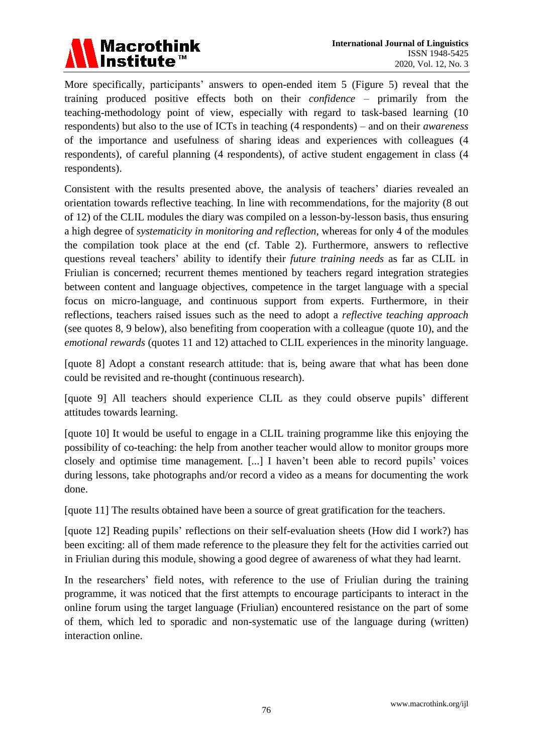More specifically, participants' answers to open-ended item 5 (Figure 5) reveal that the training produced positive effects both on their *confidence* – primarily from the teaching-methodology point of view, especially with regard to task-based learning (10 respondents) but also to the use of ICTs in teaching (4 respondents) – and on their *awareness* of the importance and usefulness of sharing ideas and experiences with colleagues (4 respondents), of careful planning (4 respondents), of active student engagement in class (4 respondents).

Consistent with the results presented above, the analysis of teachers' diaries revealed an orientation towards reflective teaching. In line with recommendations, for the majority (8 out of 12) of the CLIL modules the diary was compiled on a lesson-by-lesson basis, thus ensuring a high degree of *systematicity in monitoring and reflection*, whereas for only 4 of the modules the compilation took place at the end (cf. Table 2). Furthermore, answers to reflective questions reveal teachers' ability to identify their *future training needs* as far as CLIL in Friulian is concerned; recurrent themes mentioned by teachers regard integration strategies between content and language objectives, competence in the target language with a special focus on micro-language, and continuous support from experts. Furthermore, in their reflections, teachers raised issues such as the need to adopt a *reflective teaching approach* (see quotes 8, 9 below), also benefiting from cooperation with a colleague (quote 10), and the *emotional rewards* (quotes 11 and 12) attached to CLIL experiences in the minority language.

[quote 8] Adopt a constant research attitude: that is, being aware that what has been done could be revisited and re-thought (continuous research).

[quote 9] All teachers should experience CLIL as they could observe pupils' different attitudes towards learning.

[quote 10] It would be useful to engage in a CLIL training programme like this enjoying the possibility of co-teaching: the help from another teacher would allow to monitor groups more closely and optimise time management. [...] I haven't been able to record pupils' voices during lessons, take photographs and/or record a video as a means for documenting the work done.

[quote 11] The results obtained have been a source of great gratification for the teachers.

[quote 12] Reading pupils' reflections on their self-evaluation sheets (How did I work?) has been exciting: all of them made reference to the pleasure they felt for the activities carried out in Friulian during this module, showing a good degree of awareness of what they had learnt.

In the researchers' field notes, with reference to the use of Friulian during the training programme, it was noticed that the first attempts to encourage participants to interact in the online forum using the target language (Friulian) encountered resistance on the part of some of them, which led to sporadic and non-systematic use of the language during (written) interaction online.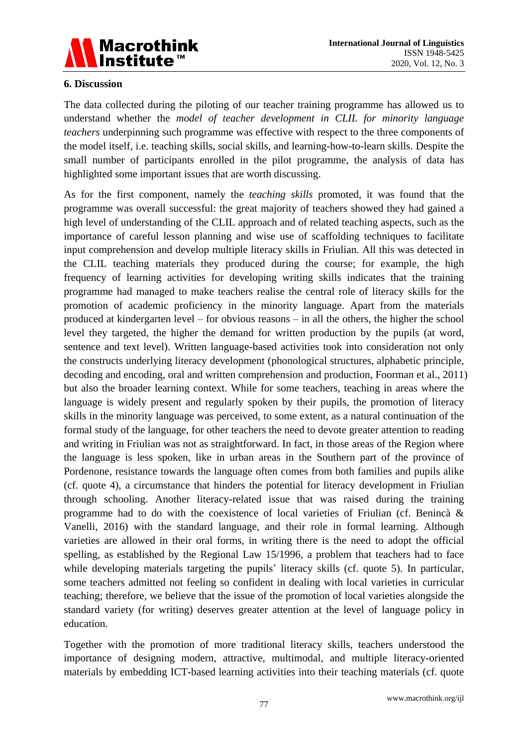## 6. Discussion

The data collected during the piloting of our teacher training programme has allowed us to understand whether the *model of teacher development in CLIL for minority language teachers* underpinning such programme was effective with respect to the three components of the model itself, i.e. teaching skills, social skills, and learning-how-to-learn skills. Despite the small number of participants enrolled in the pilot programme, the analysis of data has highlighted some important issues that are worth discussing.

As for the first component, namely the *teaching skills* promoted, it was found that the programme was overall successful: the great majority of teachers showed they had gained a high level of understanding of the CLIL approach and of related teaching aspects, such as the importance of careful lesson planning and wise use of scaffolding techniques to facilitate input comprehension and develop multiple literacy skills in Friulian. All this was detected in the CLIL teaching materials they produced during the course; for example, the high frequency of learning activities for developing writing skills indicates that the training programme had managed to make teachers realise the central role of literacy skills for the promotion of academic proficiency in the minority language. Apart from the materials produced at kindergarten level – for obvious reasons – in all the others, the higher the school level they targeted, the higher the demand for written production by the pupils (at word, sentence and text level). Written language-based activities took into consideration not only the constructs underlying literacy development (phonological structures, alphabetic principle, decoding and encoding, oral and written comprehension and production, Foorman et al., 2011) but also the broader learning context. While for some teachers, teaching in areas where the language is widely present and regularly spoken by their pupils, the promotion of literacy skills in the minority language was perceived, to some extent, as a natural continuation of the formal study of the language, for other teachers the need to devote greater attention to reading and writing in Friulian was not as straightforward. In fact, in those areas of the Region where the language is less spoken, like in urban areas in the Southern part of the province of Pordenone, resistance towards the language often comes from both families and pupils alike (cf. quote 4), a circumstance that hinders the potential for literacy development in Friulian through schooling. Another literacy-related issue that was raised during the training programme had to do with the coexistence of local varieties of Friulian (cf. Benincà & Vanelli, 2016) with the standard language, and their role in formal learning. Although varieties are allowed in their oral forms, in writing there is the need to adopt the official spelling, as established by the Regional Law 15/1996, a problem that teachers had to face while developing materials targeting the pupils' literacy skills (cf. quote 5). In particular, some teachers admitted not feeling so confident in dealing with local varieties in curricular teaching; therefore, we believe that the issue of the promotion of local varieties alongside the standard variety (for writing) deserves greater attention at the level of language policy in education.

Together with the promotion of more traditional literacy skills, teachers understood the importance of designing modern, attractive, multimodal, and multiple literacy-oriented materials by embedding ICT-based learning activities into their teaching materials (cf. quote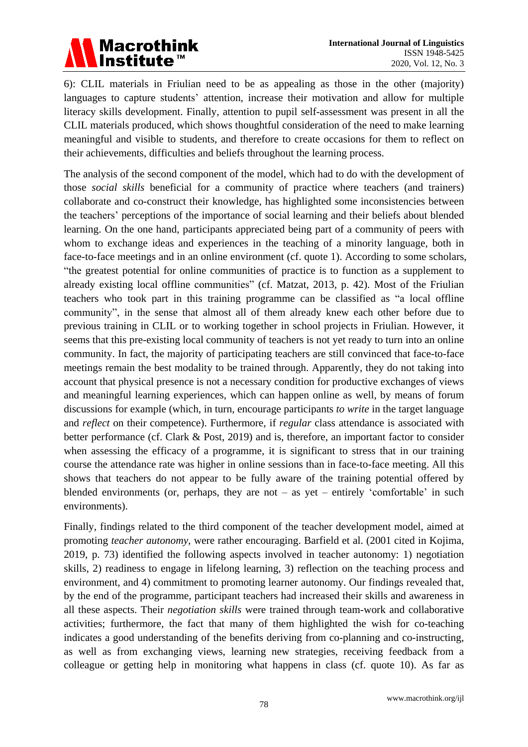6): CLIL materials in Friulian need to be as appealing as those in the other (majority) languages to capture students' attention, increase their motivation and allow for multiple literacy skills development. Finally, attention to pupil self-assessment was present in all the CLIL materials produced, which shows thoughtful consideration of the need to make learning meaningful and visible to students, and therefore to create occasions for them to reflect on their achievements, difficulties and beliefs throughout the learning process.

The analysis of the second component of the model, which had to do with the development of those *social skills* beneficial for a community of practice where teachers (and trainers) collaborate and co-construct their knowledge, has highlighted some inconsistencies between the teachers' perceptions of the importance of social learning and their beliefs about blended learning. On the one hand, participants appreciated being part of a community of peers with whom to exchange ideas and experiences in the teaching of a minority language, both in face-to-face meetings and in an online environment (cf. quote 1). According to some scholars, "the greatest potential for online communities of practice is to function as a supplement to already existing local offline communities" (cf. Matzat, 2013, p. 42). Most of the Friulian teachers who took part in this training programme can be classified as "a local offline community", in the sense that almost all of them already knew each other before due to previous training in CLIL or to working together in school projects in Friulian. However, it seems that this pre-existing local community of teachers is not yet ready to turn into an online community. In fact, the majority of participating teachers are still convinced that face-to-face meetings remain the best modality to be trained through. Apparently, they do not taking into account that physical presence is not a necessary condition for productive exchanges of views and meaningful learning experiences, which can happen online as well, by means of forum discussions for example (which, in turn, encourage participants *to write* in the target language and *reflect* on their competence). Furthermore, if *regular* class attendance is associated with better performance (cf. Clark & Post, 2019) and is, therefore, an important factor to consider when assessing the efficacy of a programme, it is significant to stress that in our training course the attendance rate was higher in online sessions than in face-to-face meeting. All this shows that teachers do not appear to be fully aware of the training potential offered by blended environments (or, perhaps, they are not – as yet – entirely 'comfortable' in such environments).

Finally, findings related to the third component of the teacher development model, aimed at promoting *teacher autonomy*, were rather encouraging. Barfield et al. (2001 cited in Kojima, 2019, p. 73) identified the following aspects involved in teacher autonomy: 1) negotiation skills, 2) readiness to engage in lifelong learning, 3) reflection on the teaching process and environment, and 4) commitment to promoting learner autonomy. Our findings revealed that, by the end of the programme, participant teachers had increased their skills and awareness in all these aspects. Their *negotiation skills* were trained through team-work and collaborative activities; furthermore, the fact that many of them highlighted the wish for co-teaching indicates a good understanding of the benefits deriving from co-planning and co-instructing, as well as from exchanging views, learning new strategies, receiving feedback from a colleague or getting help in monitoring what happens in class (cf. quote 10). As far as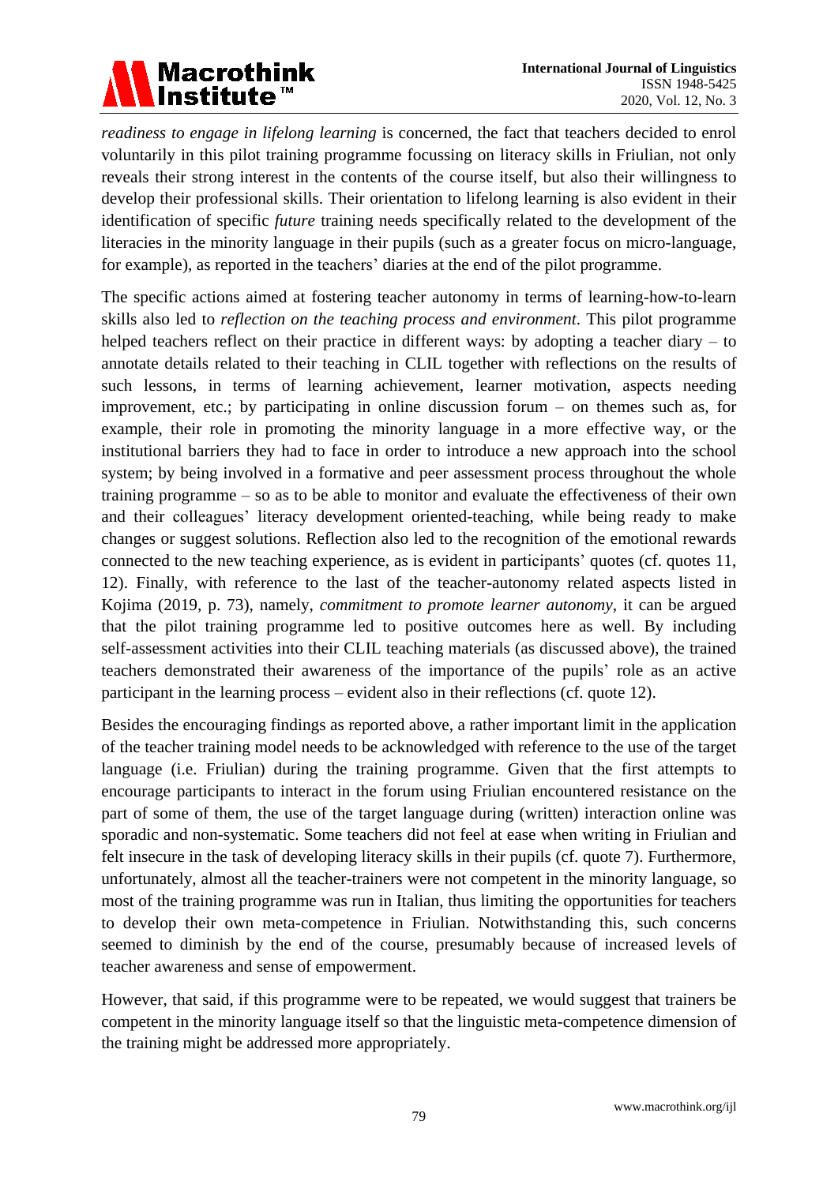*readiness to engage in lifelong learning* is concerned, the fact that teachers decided to enrol voluntarily in this pilot training programme focussing on literacy skills in Friulian, not only reveals their strong interest in the contents of the course itself, but also their willingness to develop their professional skills. Their orientation to lifelong learning is also evident in their identification of specific *future* training needs specifically related to the development of the literacies in the minority language in their pupils (such as a greater focus on micro-language, for example), as reported in the teachers' diaries at the end of the pilot programme.

The specific actions aimed at fostering teacher autonomy in terms of learning-how-to-learn skills also led to *reflection on the teaching process and environment*. This pilot programme helped teachers reflect on their practice in different ways: by adopting a teacher diary – to annotate details related to their teaching in CLIL together with reflections on the results of such lessons, in terms of learning achievement, learner motivation, aspects needing improvement, etc.; by participating in online discussion forum – on themes such as, for example, their role in promoting the minority language in a more effective way, or the institutional barriers they had to face in order to introduce a new approach into the school system; by being involved in a formative and peer assessment process throughout the whole training programme – so as to be able to monitor and evaluate the effectiveness of their own and their colleagues' literacy development oriented-teaching, while being ready to make changes or suggest solutions. Reflection also led to the recognition of the emotional rewards connected to the new teaching experience, as is evident in participants' quotes (cf. quotes 11, 12). Finally, with reference to the last of the teacher-autonomy related aspects listed in Kojima (2019, p. 73), namely, *commitment to promote learner autonomy*, it can be argued that the pilot training programme led to positive outcomes here as well. By including self-assessment activities into their CLIL teaching materials (as discussed above), the trained teachers demonstrated their awareness of the importance of the pupils' role as an active participant in the learning process – evident also in their reflections (cf. quote 12).

Besides the encouraging findings as reported above, a rather important limit in the application of the teacher training model needs to be acknowledged with reference to the use of the target language (i.e. Friulian) during the training programme. Given that the first attempts to encourage participants to interact in the forum using Friulian encountered resistance on the part of some of them, the use of the target language during (written) interaction online was sporadic and non-systematic. Some teachers did not feel at ease when writing in Friulian and felt insecure in the task of developing literacy skills in their pupils (cf. quote 7). Furthermore, unfortunately, almost all the teacher-trainers were not competent in the minority language, so most of the training programme was run in Italian, thus limiting the opportunities for teachers to develop their own meta-competence in Friulian. Notwithstanding this, such concerns seemed to diminish by the end of the course, presumably because of increased levels of teacher awareness and sense of empowerment.

However, that said, if this programme were to be repeated, we would suggest that trainers be competent in the minority language itself so that the linguistic meta-competence dimension of the training might be addressed more appropriately.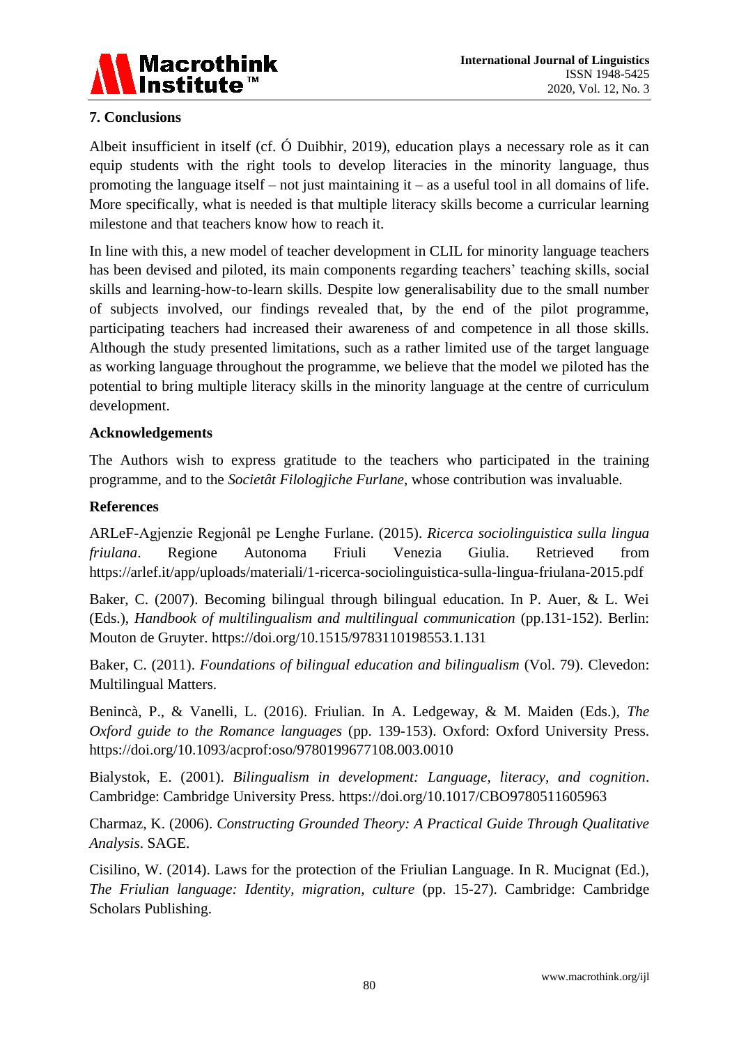## 7. Conclusions

Albeit insufficient in itself (cf. Ó Duibhir, 2019), education plays a necessary role as it can equip students with the right tools to develop literacies in the minority language, thus promoting the language itself – not just maintaining it – as a useful tool in all domains of life. More specifically, what is needed is that multiple literacy skills become a curricular learning milestone and that teachers know how to reach it.

In line with this, a new model of teacher development in CLIL for minority language teachers has been devised and piloted, its main components regarding teachers' teaching skills, social skills and learning-how-to-learn skills. Despite low generalisability due to the small number of subjects involved, our findings revealed that, by the end of the pilot programme, participating teachers had increased their awareness of and competence in all those skills. Although the study presented limitations, such as a rather limited use of the target language as working language throughout the programme, we believe that the model we piloted has the potential to bring multiple literacy skills in the minority language at the centre of curriculum development.

### Acknowledgements

The Authors wish to express gratitude to the teachers who participated in the training programme, and to the *Societât Filologjiche Furlane*, whose contribution was invaluable.

### References

ARLeF-Agjenzie Regjonâl pe Lenghe Furlane. (2015). *Ricerca sociolinguistica sulla lingua friulana*. Regione Autonoma Friuli Venezia Giulia. Retrieved from https://arlef.it/app/uploads/materiali/1-ricerca-sociolinguistica-sulla-lingua-friulana-2015.pdf

Baker, C. (2007). Becoming bilingual through bilingual education. In P. Auer, & L. Wei (Eds.), *Handbook of multilingualism and multilingual communication* (pp.131-152). Berlin: Mouton de Gruyter. https://doi.org/10.1515/9783110198553.1.131

Baker, C. (2011). *Foundations of bilingual education and bilingualism* (Vol. 79). Clevedon: Multilingual Matters.

Benincà, P., & Vanelli, L. (2016). Friulian. In A. Ledgeway, & M. Maiden (Eds.), *The Oxford guide to the Romance languages* (pp. 139-153). Oxford: Oxford University Press. https://doi.org/10.1093/acprof:oso/9780199677108.003.0010

Bialystok, E. (2001). *Bilingualism in development: Language, literacy, and cognition*. Cambridge: Cambridge University Press. https://doi.org/10.1017/CBO9780511605963

Charmaz, K. (2006). *Constructing Grounded Theory: A Practical Guide Through Qualitative Analysis*. SAGE.

Cisilino, W. (2014). Laws for the protection of the Friulian Language. In R. Mucignat (Ed.), *The Friulian language: Identity, migration, culture* (pp. 15-27). Cambridge: Cambridge Scholars Publishing.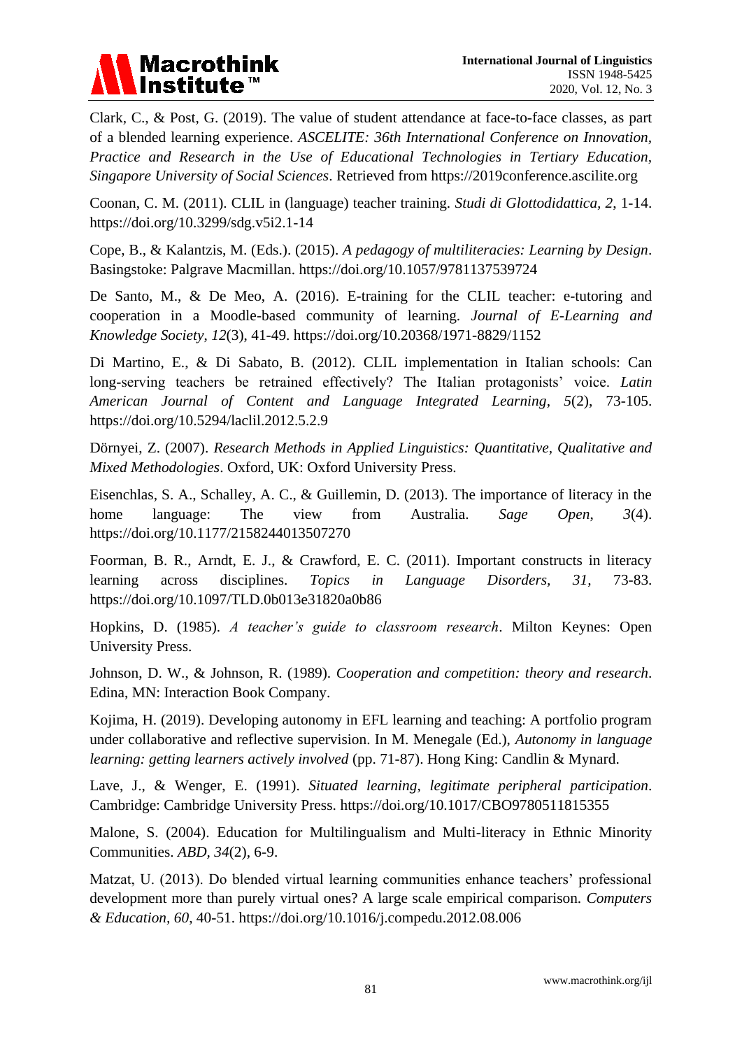Clark, C., & Post, G. (2019). The value of student attendance at face-to-face classes, as part of a blended learning experience. *ASCELITE: 36th International Conference on Innovation, Practice and Research in the Use of Educational Technologies in Tertiary Education, Singapore University of Social Sciences*. Retrieved from https://2019conference.ascilite.org

Coonan, C. M. (2011). CLIL in (language) teacher training. *Studi di Glottodidattica, 2*, 1-14. https://doi.org/10.3299/sdg.v5i2.1-14

Cope, B., & Kalantzis, M. (Eds.). (2015). *A pedagogy of multiliteracies: Learning by Design*. Basingstoke: Palgrave Macmillan. https://doi.org/10.1057/9781137539724

De Santo, M., & De Meo, A. (2016). E-training for the CLIL teacher: e-tutoring and cooperation in a Moodle-based community of learning. *Journal of E-Learning and Knowledge Society, 12*(3), 41-49. https://doi.org/10.20368/1971-8829/1152

Di Martino, E., & Di Sabato, B. (2012). CLIL implementation in Italian schools: Can long-serving teachers be retrained effectively? The Italian protagonists' voice. *Latin American Journal of Content and Language Integrated Learning, 5*(2), 73-105. https://doi.org/10.5294/laclil.2012.5.2.9

Dörnyei, Z. (2007). *Research Methods in Applied Linguistics: Quantitative, Qualitative and Mixed Methodologies*. Oxford, UK: Oxford University Press.

Eisenchlas, S. A., Schalley, A. C., & Guillemin, D. (2013). The importance of literacy in the home language: The view from Australia. *Sage Open, 3*(4). https://doi.org/10.1177/2158244013507270

Foorman, B. R., Arndt, E. J., & Crawford, E. C. (2011). Important constructs in literacy learning across disciplines. *Topics in Language Disorders, 31,* 73-83. https://doi.org/10.1097/TLD.0b013e31820a0b86

Hopkins, D. (1985). *A teacher's guide to classroom research*. Milton Keynes: Open University Press.

Johnson, D. W., & Johnson, R. (1989). *Cooperation and competition: theory and research*. Edina, MN: Interaction Book Company.

Kojima, H. (2019). Developing autonomy in EFL learning and teaching: A portfolio program under collaborative and reflective supervision. In M. Menegale (Ed.), *Autonomy in language learning: getting learners actively involved* (pp. 71-87). Hong King: Candlin & Mynard.

Lave, J., & Wenger, E. (1991). *Situated learning, legitimate peripheral participation*. Cambridge: Cambridge University Press. https://doi.org/10.1017/CBO9780511815355

Malone, S. (2004). Education for Multilingualism and Multi-literacy in Ethnic Minority Communities. *ABD, 34*(2), 6-9.

Matzat, U. (2013). Do blended virtual learning communities enhance teachers' professional development more than purely virtual ones? A large scale empirical comparison. *Computers & Education, 60*, 40-51. https://doi.org/10.1016/j.compedu.2012.08.006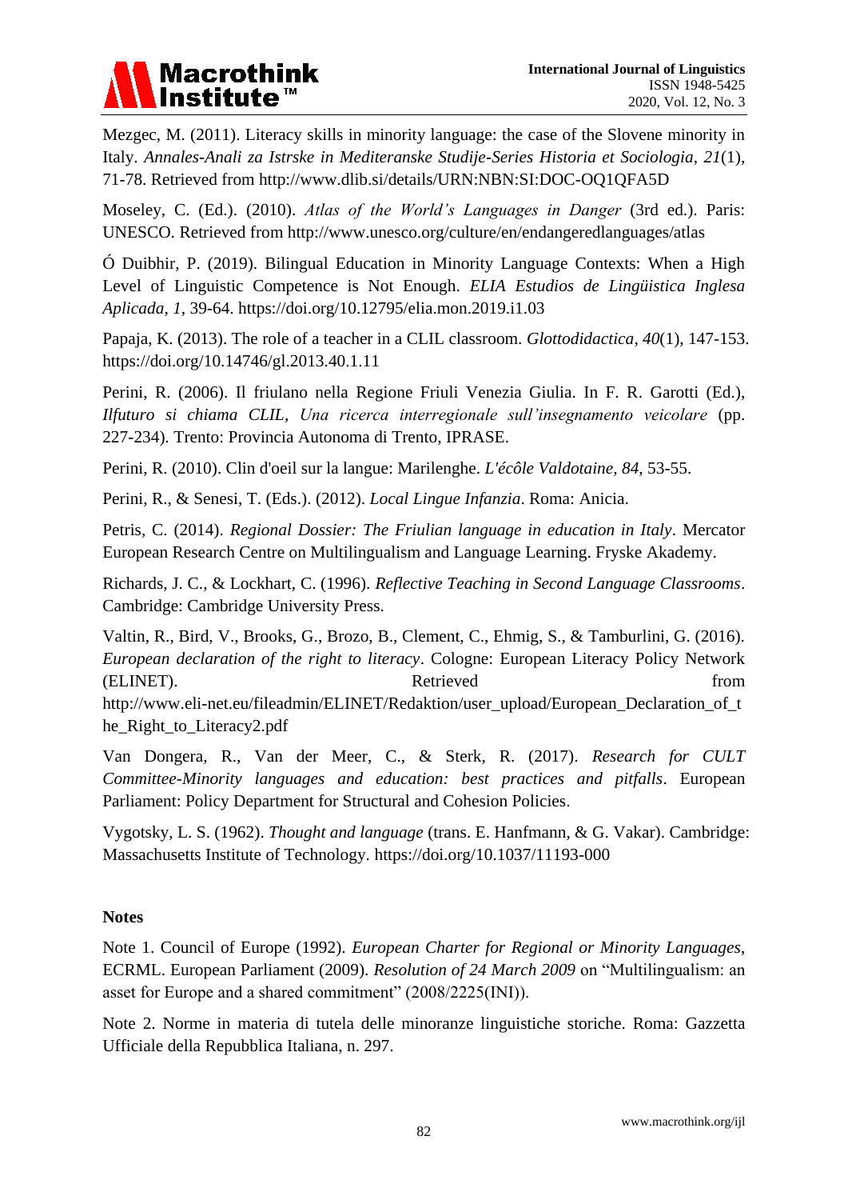Mezgec, M. (2011). Literacy skills in minority language: the case of the Slovene minority in Italy. *Annales-Anali za Istrske in Mediteranske Studije-Series Historia et Sociologia*, *21*(1), 71-78. Retrieved from http://www.dlib.si/details/URN:NBN:SI:DOC-OQ1QFA5D

Moseley, C. (Ed.). (2010). *Atlas of the World's Languages in Danger* (3rd ed.). Paris: UNESCO. Retrieved from http://www.unesco.org/culture/en/endangeredlanguages/atlas

Ó Duibhir, P. (2019). Bilingual Education in Minority Language Contexts: When a High Level of Linguistic Competence is Not Enough. *ELIA Estudios de Lingüistica Inglesa Aplicada*, *1*, 39-64. https://doi.org/10.12795/elia.mon.2019.i1.03

Papaja, K. (2013). The role of a teacher in a CLIL classroom. *Glottodidactica*, *40*(1), 147-153. https://doi.org/10.14746/gl.2013.40.1.11

Perini, R. (2006). Il friulano nella Regione Friuli Venezia Giulia. In F. R. Garotti (Ed.), *Ilfuturo si chiama CLIL, Una ricerca interregionale sull'insegnamento veicolare* (pp. 227-234). Trento: Provincia Autonoma di Trento, IPRASE.

Perini, R. (2010). Clin d'oeil sur la langue: Marilenghe. *L'écôle Valdotaine*, *84*, 53-55.

Perini, R., & Senesi, T. (Eds.). (2012). *Local Lingue Infanzia*. Roma: Anicia.

Petris, C. (2014). *Regional Dossier: The Friulian language in education in Italy*. Mercator European Research Centre on Multilingualism and Language Learning. Fryske Akademy.

Richards, J. C., & Lockhart, C. (1996). *Reflective Teaching in Second Language Classrooms*. Cambridge: Cambridge University Press.

Valtin, R., Bird, V., Brooks, G., Brozo, B., Clement, C., Ehmig, S., & Tamburlini, G. (2016). *European declaration of the right to literacy*. Cologne: European Literacy Policy Network (ELINET). Retrieved from http://www.eli-net.eu/fileadmin/ELINET/Redaktion/user_upload/European_Declaration_of_the_Right_to_Literacy2.pdf

Van Dongera, R., Van der Meer, C., & Sterk, R. (2017). *Research for CULT Committee-Minority languages and education: best practices and pitfalls*. European Parliament: Policy Department for Structural and Cohesion Policies.

Vygotsky, L. S. (1962). *Thought and language* (trans. E. Hanfmann, & G. Vakar). Cambridge: Massachusetts Institute of Technology. https://doi.org/10.1037/11193-000

## Notes

Note 1. Council of Europe (1992). *European Charter for Regional or Minority Languages*, ECRML. European Parliament (2009). *Resolution of 24 March 2009* on "Multilingualism: an asset for Europe and a shared commitment" (2008/2225(INI)).

Note 2. Norme in materia di tutela delle minoranze linguistiche storiche. Roma: Gazzetta Ufficiale della Repubblica Italiana, n. 297.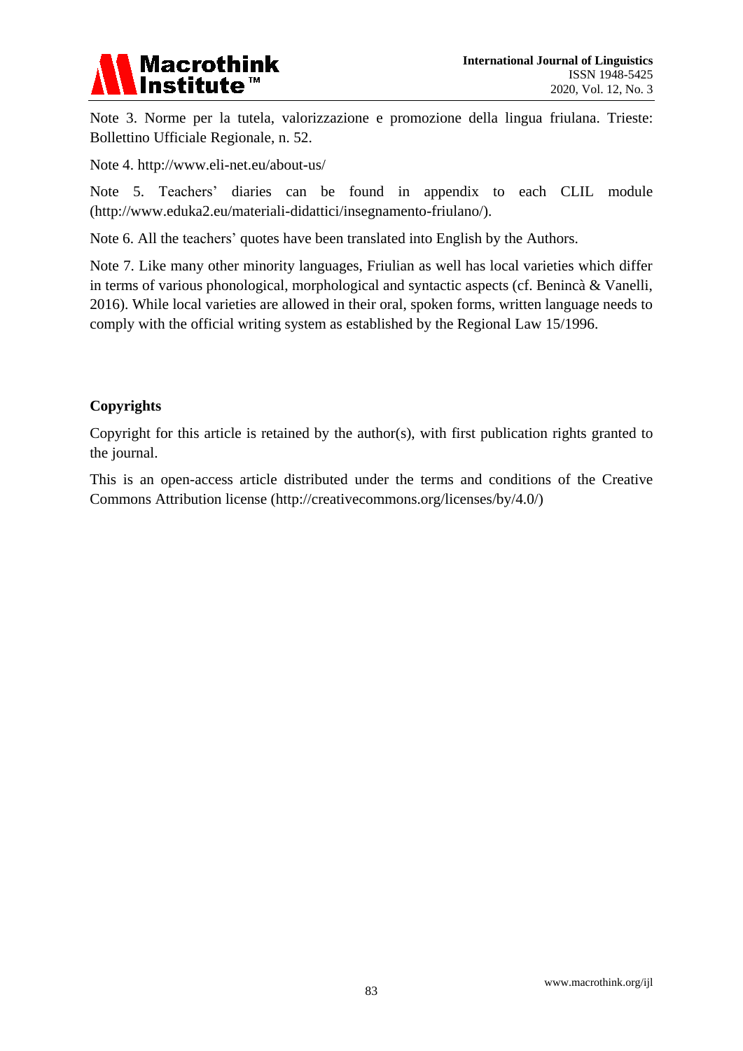Note 3. Norme per la tutela, valorizzazione e promozione della lingua friulana. Trieste: Bollettino Ufficiale Regionale, n. 52.

Note 4. http://www.eli-net.eu/about-us/

Note 5. Teachers' diaries can be found in appendix to each CLIL module (http://www.eduka2.eu/materiali-didattici/insegnamento-friulano/).

Note 6. All the teachers' quotes have been translated into English by the Authors.

Note 7. Like many other minority languages, Friulian as well has local varieties which differ in terms of various phonological, morphological and syntactic aspects (cf. Benincà & Vanelli, 2016). While local varieties are allowed in their oral, spoken forms, written language needs to comply with the official writing system as established by the Regional Law 15/1996.

## Copyrights

Copyright for this article is retained by the author(s), with first publication rights granted to the journal.

This is an open-access article distributed under the terms and conditions of the Creative Commons Attribution license (http://creativecommons.org/licenses/by/4.0/)